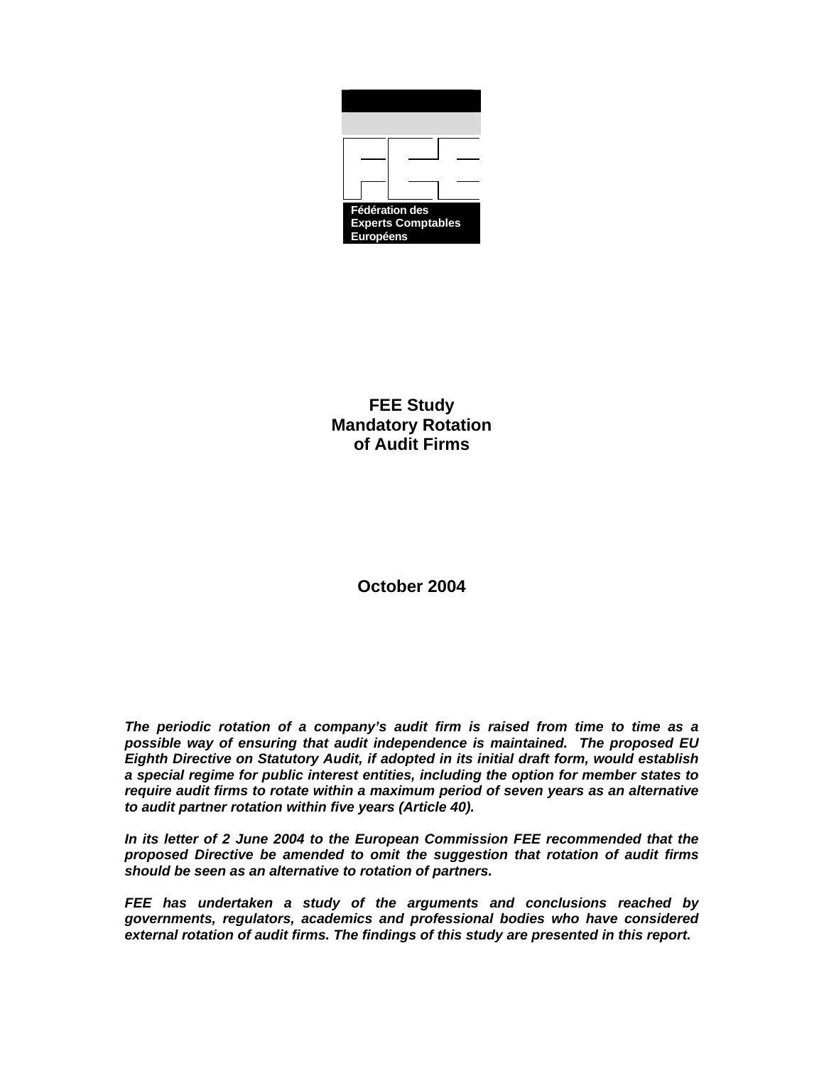Fédération des Experts Comptables Européens

# FEE Study
# Mandatory Rotation of Audit Firms

**October 2004**

***The periodic rotation of a company's audit firm is raised from time to time as a possible way of ensuring that audit independence is maintained. The proposed EU Eighth Directive on Statutory Audit, if adopted in its initial draft form, would establish a special regime for public interest entities, including the option for member states to require audit firms to rotate within a maximum period of seven years as an alternative to audit partner rotation within five years (Article 40).***

***In its letter of 2 June 2004 to the European Commission FEE recommended that the proposed Directive be amended to omit the suggestion that rotation of audit firms should be seen as an alternative to rotation of partners.***

***FEE has undertaken a study of the arguments and conclusions reached by governments, regulators, academics and professional bodies who have considered external rotation of audit firms. The findings of this study are presented in this report.***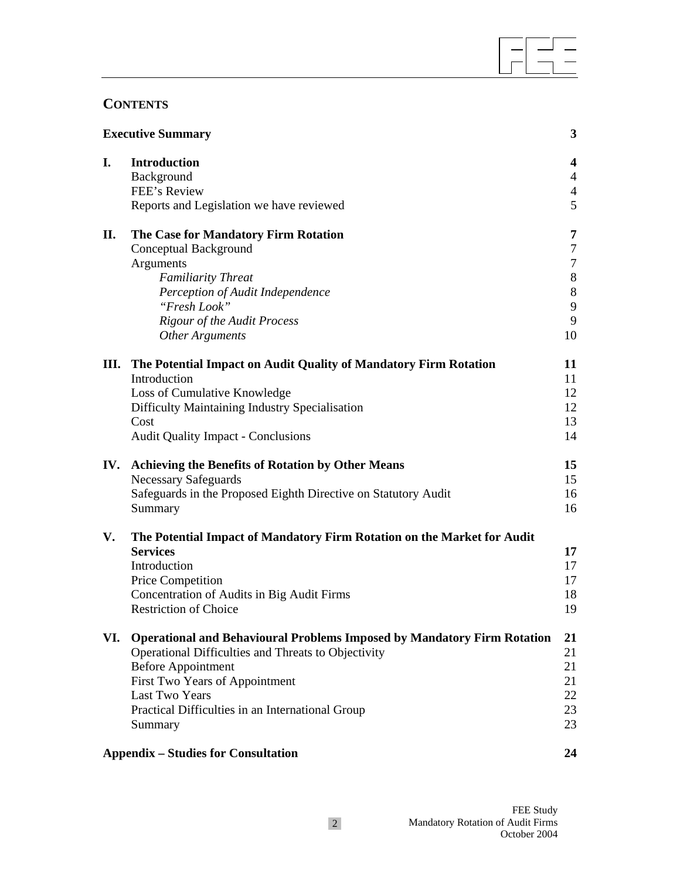## CONTENTS

| | | |
|---|---|---|
| **Executive Summary** | | **3** |
| **I.** | **Introduction** | **4** |
| | Background | 4 |
| | FEE's Review | 4 |
| | Reports and Legislation we have reviewed | 5 |
| **II.** | **The Case for Mandatory Firm Rotation** | **7** |
| | Conceptual Background | 7 |
| | Arguments | 7 |
| | *Familiarity Threat* | 8 |
| | *Perception of Audit Independence* | 8 |
| | *"Fresh Look"* | 9 |
| | *Rigour of the Audit Process* | 9 |
| | *Other Arguments* | 10 |
| **III.** | **The Potential Impact on Audit Quality of Mandatory Firm Rotation** | **11** |
| | Introduction | 11 |
| | Loss of Cumulative Knowledge | 12 |
| | Difficulty Maintaining Industry Specialisation | 12 |
| | Cost | 13 |
| | Audit Quality Impact - Conclusions | 14 |
| **IV.** | **Achieving the Benefits of Rotation by Other Means** | **15** |
| | Necessary Safeguards | 15 |
| | Safeguards in the Proposed Eighth Directive on Statutory Audit | 16 |
| | Summary | 16 |
| **V.** | **The Potential Impact of Mandatory Firm Rotation on the Market for Audit Services** | **17** |
| | Introduction | 17 |
| | Price Competition | 17 |
| | Concentration of Audits in Big Audit Firms | 18 |
| | Restriction of Choice | 19 |
| **VI.** | **Operational and Behavioural Problems Imposed by Mandatory Firm Rotation** | **21** |
| | Operational Difficulties and Threats to Objectivity | 21 |
| | Before Appointment | 21 |
| | First Two Years of Appointment | 21 |
| | Last Two Years | 22 |
| | Practical Difficulties in an International Group | 23 |
| | Summary | 23 |
| **Appendix – Studies for Consultation** | | **24** |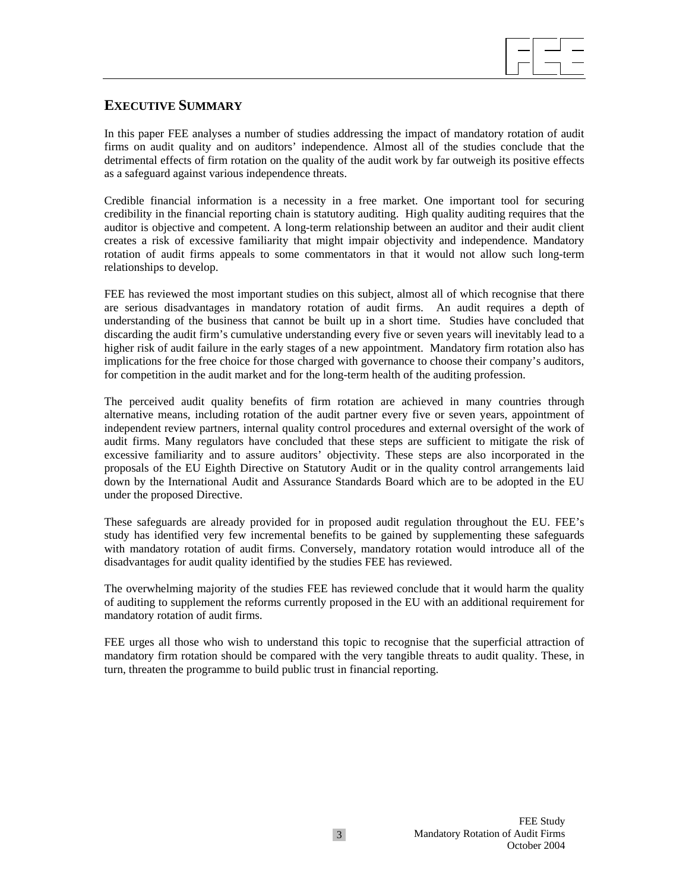## EXECUTIVE SUMMARY

In this paper FEE analyses a number of studies addressing the impact of mandatory rotation of audit firms on audit quality and on auditors' independence. Almost all of the studies conclude that the detrimental effects of firm rotation on the quality of the audit work by far outweigh its positive effects as a safeguard against various independence threats.

Credible financial information is a necessity in a free market. One important tool for securing credibility in the financial reporting chain is statutory auditing. High quality auditing requires that the auditor is objective and competent. A long-term relationship between an auditor and their audit client creates a risk of excessive familiarity that might impair objectivity and independence. Mandatory rotation of audit firms appeals to some commentators in that it would not allow such long-term relationships to develop.

FEE has reviewed the most important studies on this subject, almost all of which recognise that there are serious disadvantages in mandatory rotation of audit firms. An audit requires a depth of understanding of the business that cannot be built up in a short time. Studies have concluded that discarding the audit firm's cumulative understanding every five or seven years will inevitably lead to a higher risk of audit failure in the early stages of a new appointment. Mandatory firm rotation also has implications for the free choice for those charged with governance to choose their company's auditors, for competition in the audit market and for the long-term health of the auditing profession.

The perceived audit quality benefits of firm rotation are achieved in many countries through alternative means, including rotation of the audit partner every five or seven years, appointment of independent review partners, internal quality control procedures and external oversight of the work of audit firms. Many regulators have concluded that these steps are sufficient to mitigate the risk of excessive familiarity and to assure auditors' objectivity. These steps are also incorporated in the proposals of the EU Eighth Directive on Statutory Audit or in the quality control arrangements laid down by the International Audit and Assurance Standards Board which are to be adopted in the EU under the proposed Directive.

These safeguards are already provided for in proposed audit regulation throughout the EU. FEE's study has identified very few incremental benefits to be gained by supplementing these safeguards with mandatory rotation of audit firms. Conversely, mandatory rotation would introduce all of the disadvantages for audit quality identified by the studies FEE has reviewed.

The overwhelming majority of the studies FEE has reviewed conclude that it would harm the quality of auditing to supplement the reforms currently proposed in the EU with an additional requirement for mandatory rotation of audit firms.

FEE urges all those who wish to understand this topic to recognise that the superficial attraction of mandatory firm rotation should be compared with the very tangible threats to audit quality. These, in turn, threaten the programme to build public trust in financial reporting.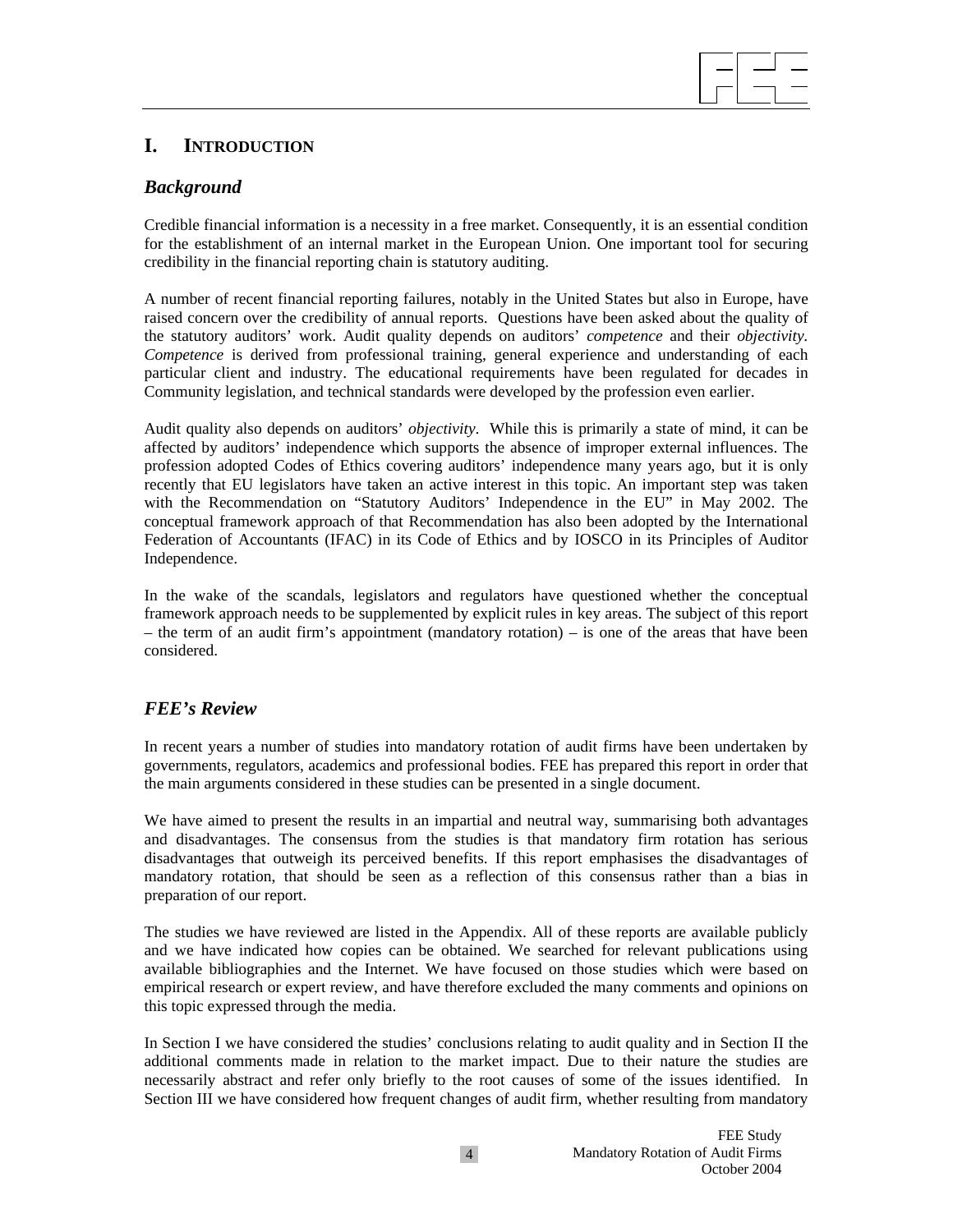# I. INTRODUCTION

## *Background*

Credible financial information is a necessity in a free market. Consequently, it is an essential condition for the establishment of an internal market in the European Union. One important tool for securing credibility in the financial reporting chain is statutory auditing.

A number of recent financial reporting failures, notably in the United States but also in Europe, have raised concern over the credibility of annual reports. Questions have been asked about the quality of the statutory auditors' work. Audit quality depends on auditors' *competence* and their *objectivity*. *Competence* is derived from professional training, general experience and understanding of each particular client and industry. The educational requirements have been regulated for decades in Community legislation, and technical standards were developed by the profession even earlier.

Audit quality also depends on auditors' *objectivity*. While this is primarily a state of mind, it can be affected by auditors' independence which supports the absence of improper external influences. The profession adopted Codes of Ethics covering auditors' independence many years ago, but it is only recently that EU legislators have taken an active interest in this topic. An important step was taken with the Recommendation on "Statutory Auditors' Independence in the EU" in May 2002. The conceptual framework approach of that Recommendation has also been adopted by the International Federation of Accountants (IFAC) in its Code of Ethics and by IOSCO in its Principles of Auditor Independence.

In the wake of the scandals, legislators and regulators have questioned whether the conceptual framework approach needs to be supplemented by explicit rules in key areas. The subject of this report – the term of an audit firm's appointment (mandatory rotation) – is one of the areas that have been considered.

## *FEE's Review*

In recent years a number of studies into mandatory rotation of audit firms have been undertaken by governments, regulators, academics and professional bodies. FEE has prepared this report in order that the main arguments considered in these studies can be presented in a single document.

We have aimed to present the results in an impartial and neutral way, summarising both advantages and disadvantages. The consensus from the studies is that mandatory firm rotation has serious disadvantages that outweigh its perceived benefits. If this report emphasises the disadvantages of mandatory rotation, that should be seen as a reflection of this consensus rather than a bias in preparation of our report.

The studies we have reviewed are listed in the Appendix. All of these reports are available publicly and we have indicated how copies can be obtained. We searched for relevant publications using available bibliographies and the Internet. We have focused on those studies which were based on empirical research or expert review, and have therefore excluded the many comments and opinions on this topic expressed through the media.

In Section I we have considered the studies' conclusions relating to audit quality and in Section II the additional comments made in relation to the market impact. Due to their nature the studies are necessarily abstract and refer only briefly to the root causes of some of the issues identified. In Section III we have considered how frequent changes of audit firm, whether resulting from mandatory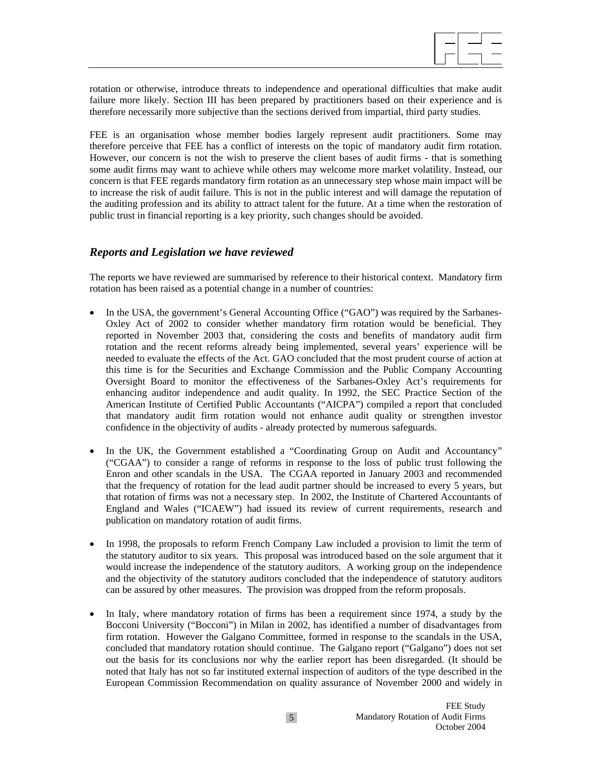rotation or otherwise, introduce threats to independence and operational difficulties that make audit failure more likely. Section III has been prepared by practitioners based on their experience and is therefore necessarily more subjective than the sections derived from impartial, third party studies.

FEE is an organisation whose member bodies largely represent audit practitioners. Some may therefore perceive that FEE has a conflict of interests on the topic of mandatory audit firm rotation. However, our concern is not the wish to preserve the client bases of audit firms - that is something some audit firms may want to achieve while others may welcome more market volatility. Instead, our concern is that FEE regards mandatory firm rotation as an unnecessary step whose main impact will be to increase the risk of audit failure. This is not in the public interest and will damage the reputation of the auditing profession and its ability to attract talent for the future. At a time when the restoration of public trust in financial reporting is a key priority, such changes should be avoided.

## *Reports and Legislation we have reviewed*

The reports we have reviewed are summarised by reference to their historical context. Mandatory firm rotation has been raised as a potential change in a number of countries:

- In the USA, the government's General Accounting Office ("GAO") was required by the Sarbanes-Oxley Act of 2002 to consider whether mandatory firm rotation would be beneficial. They reported in November 2003 that, considering the costs and benefits of mandatory audit firm rotation and the recent reforms already being implemented, several years' experience will be needed to evaluate the effects of the Act. GAO concluded that the most prudent course of action at this time is for the Securities and Exchange Commission and the Public Company Accounting Oversight Board to monitor the effectiveness of the Sarbanes-Oxley Act's requirements for enhancing auditor independence and audit quality. In 1992, the SEC Practice Section of the American Institute of Certified Public Accountants ("AICPA") compiled a report that concluded that mandatory audit firm rotation would not enhance audit quality or strengthen investor confidence in the objectivity of audits - already protected by numerous safeguards.

- In the UK, the Government established a "Coordinating Group on Audit and Accountancy" ("CGAA") to consider a range of reforms in response to the loss of public trust following the Enron and other scandals in the USA. The CGAA reported in January 2003 and recommended that the frequency of rotation for the lead audit partner should be increased to every 5 years, but that rotation of firms was not a necessary step. In 2002, the Institute of Chartered Accountants of England and Wales ("ICAEW") had issued its review of current requirements, research and publication on mandatory rotation of audit firms.

- In 1998, the proposals to reform French Company Law included a provision to limit the term of the statutory auditor to six years. This proposal was introduced based on the sole argument that it would increase the independence of the statutory auditors. A working group on the independence and the objectivity of the statutory auditors concluded that the independence of statutory auditors can be assured by other measures. The provision was dropped from the reform proposals.

- In Italy, where mandatory rotation of firms has been a requirement since 1974, a study by the Bocconi University ("Bocconi") in Milan in 2002, has identified a number of disadvantages from firm rotation. However the Galgano Committee, formed in response to the scandals in the USA, concluded that mandatory rotation should continue. The Galgano report ("Galgano") does not set out the basis for its conclusions nor why the earlier report has been disregarded. (It should be noted that Italy has not so far instituted external inspection of auditors of the type described in the European Commission Recommendation on quality assurance of November 2000 and widely in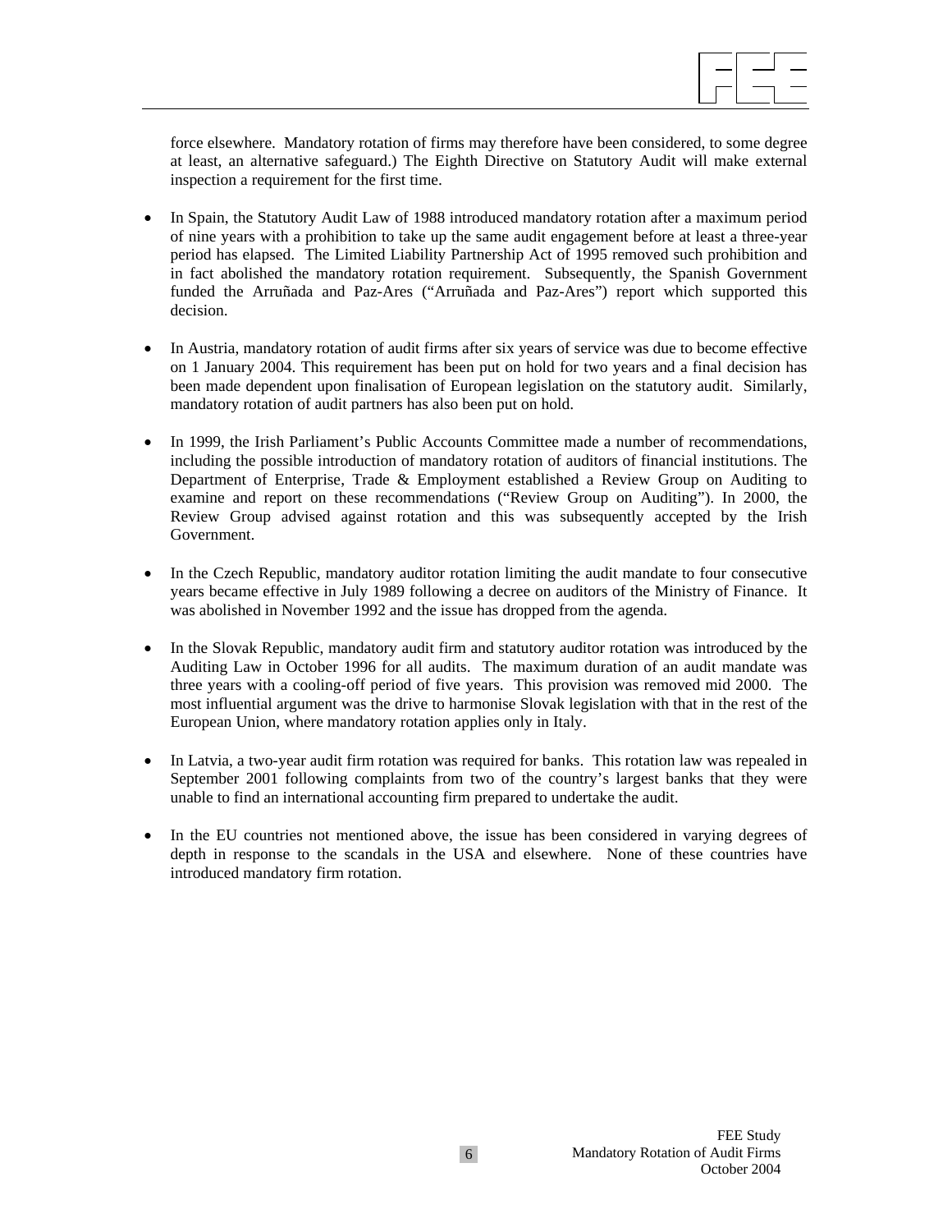force elsewhere. Mandatory rotation of firms may therefore have been considered, to some degree at least, an alternative safeguard.) The Eighth Directive on Statutory Audit will make external inspection a requirement for the first time.

- In Spain, the Statutory Audit Law of 1988 introduced mandatory rotation after a maximum period of nine years with a prohibition to take up the same audit engagement before at least a three-year period has elapsed. The Limited Liability Partnership Act of 1995 removed such prohibition and in fact abolished the mandatory rotation requirement. Subsequently, the Spanish Government funded the Arruñada and Paz-Ares ("Arruñada and Paz-Ares") report which supported this decision.

- In Austria, mandatory rotation of audit firms after six years of service was due to become effective on 1 January 2004. This requirement has been put on hold for two years and a final decision has been made dependent upon finalisation of European legislation on the statutory audit. Similarly, mandatory rotation of audit partners has also been put on hold.

- In 1999, the Irish Parliament's Public Accounts Committee made a number of recommendations, including the possible introduction of mandatory rotation of auditors of financial institutions. The Department of Enterprise, Trade & Employment established a Review Group on Auditing to examine and report on these recommendations ("Review Group on Auditing"). In 2000, the Review Group advised against rotation and this was subsequently accepted by the Irish Government.

- In the Czech Republic, mandatory auditor rotation limiting the audit mandate to four consecutive years became effective in July 1989 following a decree on auditors of the Ministry of Finance. It was abolished in November 1992 and the issue has dropped from the agenda.

- In the Slovak Republic, mandatory audit firm and statutory auditor rotation was introduced by the Auditing Law in October 1996 for all audits. The maximum duration of an audit mandate was three years with a cooling-off period of five years. This provision was removed mid 2000. The most influential argument was the drive to harmonise Slovak legislation with that in the rest of the European Union, where mandatory rotation applies only in Italy.

- In Latvia, a two-year audit firm rotation was required for banks. This rotation law was repealed in September 2001 following complaints from two of the country's largest banks that they were unable to find an international accounting firm prepared to undertake the audit.

- In the EU countries not mentioned above, the issue has been considered in varying degrees of depth in response to the scandals in the USA and elsewhere. None of these countries have introduced mandatory firm rotation.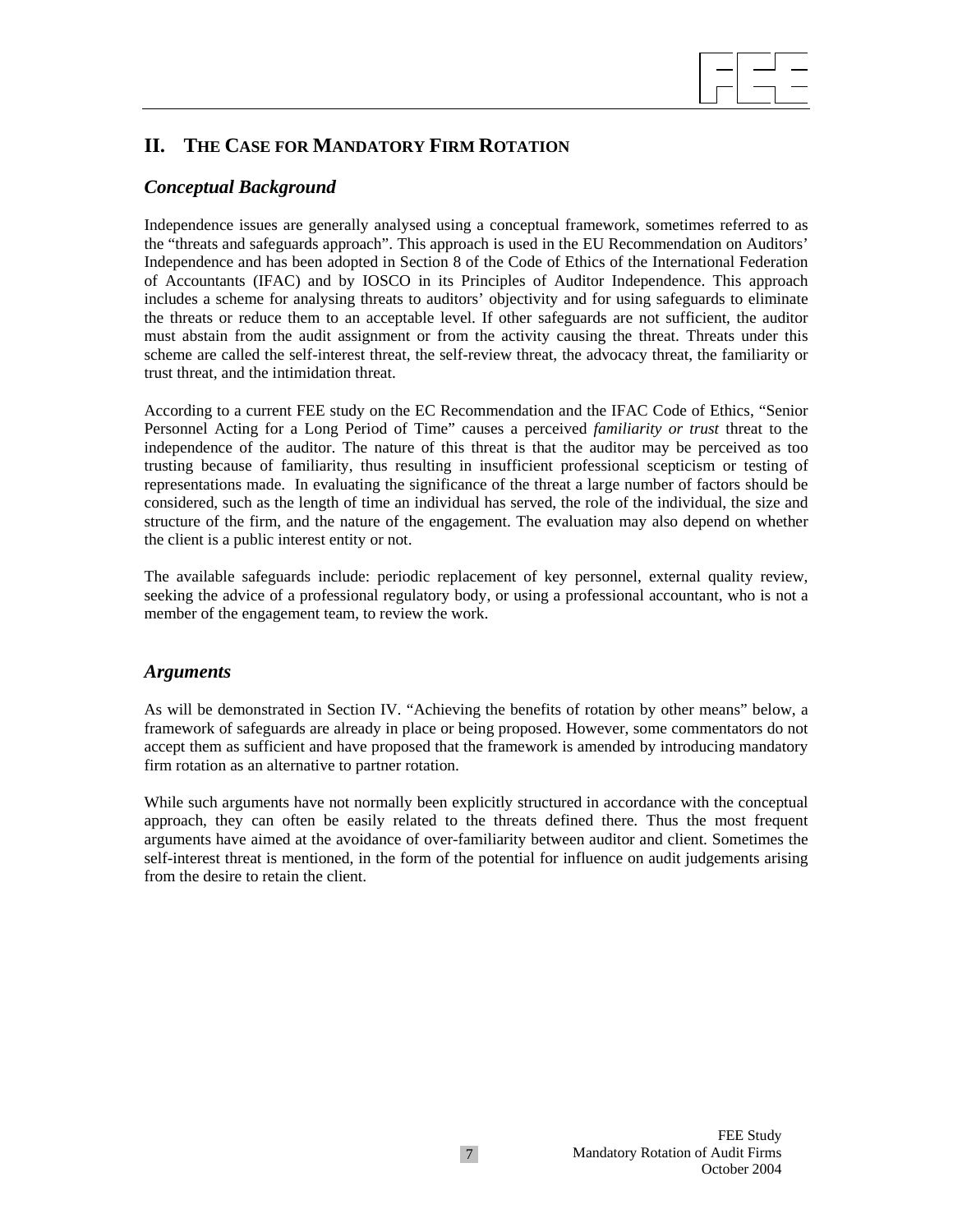## II. THE CASE FOR MANDATORY FIRM ROTATION

### *Conceptual Background*

Independence issues are generally analysed using a conceptual framework, sometimes referred to as the "threats and safeguards approach". This approach is used in the EU Recommendation on Auditors' Independence and has been adopted in Section 8 of the Code of Ethics of the International Federation of Accountants (IFAC) and by IOSCO in its Principles of Auditor Independence. This approach includes a scheme for analysing threats to auditors' objectivity and for using safeguards to eliminate the threats or reduce them to an acceptable level. If other safeguards are not sufficient, the auditor must abstain from the audit assignment or from the activity causing the threat. Threats under this scheme are called the self-interest threat, the self-review threat, the advocacy threat, the familiarity or trust threat, and the intimidation threat.

According to a current FEE study on the EC Recommendation and the IFAC Code of Ethics, "Senior Personnel Acting for a Long Period of Time" causes a perceived *familiarity or trust* threat to the independence of the auditor. The nature of this threat is that the auditor may be perceived as too trusting because of familiarity, thus resulting in insufficient professional scepticism or testing of representations made. In evaluating the significance of the threat a large number of factors should be considered, such as the length of time an individual has served, the role of the individual, the size and structure of the firm, and the nature of the engagement. The evaluation may also depend on whether the client is a public interest entity or not.

The available safeguards include: periodic replacement of key personnel, external quality review, seeking the advice of a professional regulatory body, or using a professional accountant, who is not a member of the engagement team, to review the work.

### *Arguments*

As will be demonstrated in Section IV. "Achieving the benefits of rotation by other means" below, a framework of safeguards are already in place or being proposed. However, some commentators do not accept them as sufficient and have proposed that the framework is amended by introducing mandatory firm rotation as an alternative to partner rotation.

While such arguments have not normally been explicitly structured in accordance with the conceptual approach, they can often be easily related to the threats defined there. Thus the most frequent arguments have aimed at the avoidance of over-familiarity between auditor and client. Sometimes the self-interest threat is mentioned, in the form of the potential for influence on audit judgements arising from the desire to retain the client.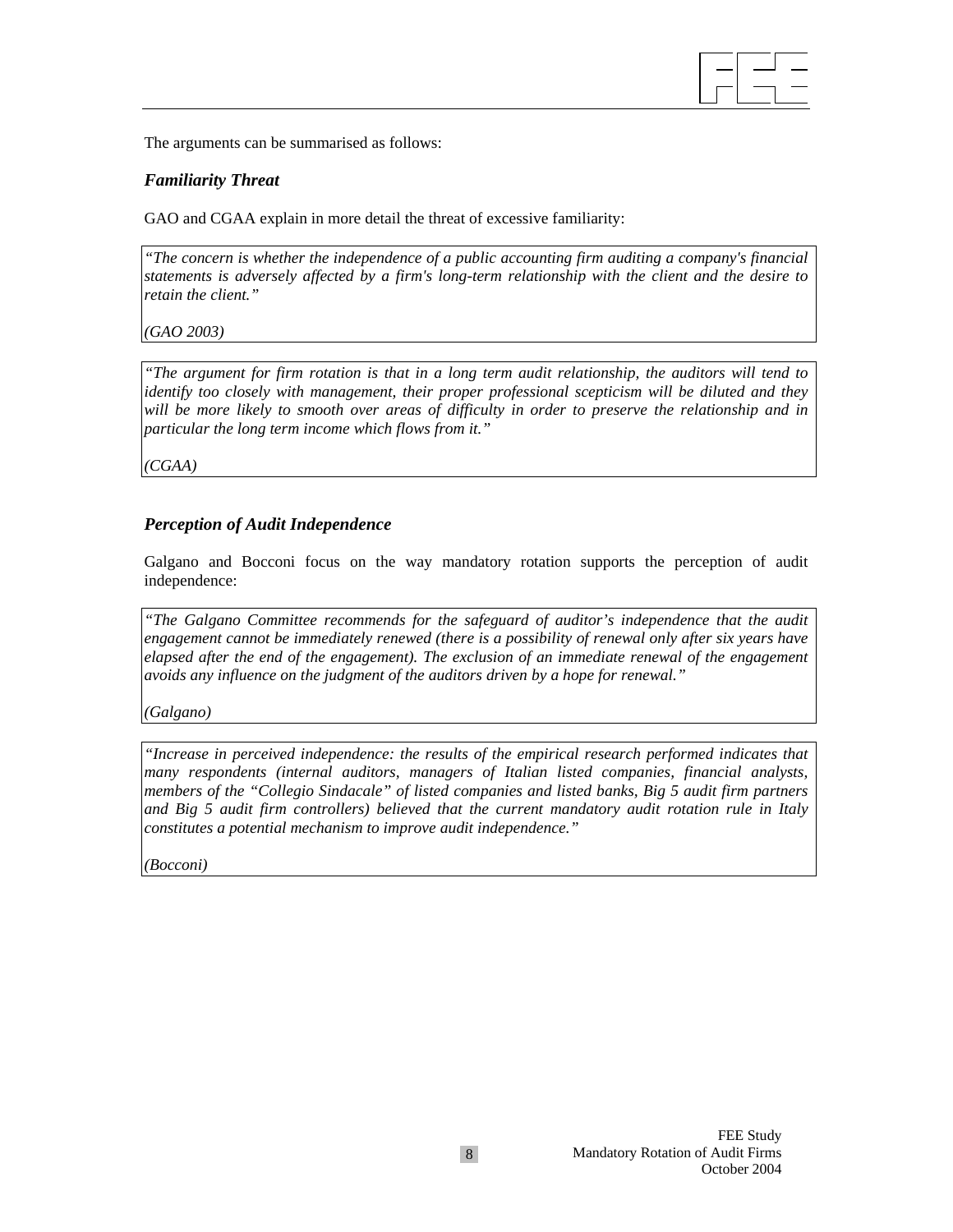The arguments can be summarised as follows:

### *Familiarity Threat*

GAO and CGAA explain in more detail the threat of excessive familiarity:

> *"The concern is whether the independence of a public accounting firm auditing a company's financial statements is adversely affected by a firm's long-term relationship with the client and the desire to retain the client."*
>
> *(GAO 2003)*

> *"The argument for firm rotation is that in a long term audit relationship, the auditors will tend to identify too closely with management, their proper professional scepticism will be diluted and they will be more likely to smooth over areas of difficulty in order to preserve the relationship and in particular the long term income which flows from it."*
>
> *(CGAA)*

### *Perception of Audit Independence*

Galgano and Bocconi focus on the way mandatory rotation supports the perception of audit independence:

> *"The Galgano Committee recommends for the safeguard of auditor's independence that the audit engagement cannot be immediately renewed (there is a possibility of renewal only after six years have elapsed after the end of the engagement). The exclusion of an immediate renewal of the engagement avoids any influence on the judgment of the auditors driven by a hope for renewal."*
>
> *(Galgano)*

> *"Increase in perceived independence: the results of the empirical research performed indicates that many respondents (internal auditors, managers of Italian listed companies, financial analysts, members of the "Collegio Sindacale" of listed companies and listed banks, Big 5 audit firm partners and Big 5 audit firm controllers) believed that the current mandatory audit rotation rule in Italy constitutes a potential mechanism to improve audit independence."*
>
> *(Bocconi)*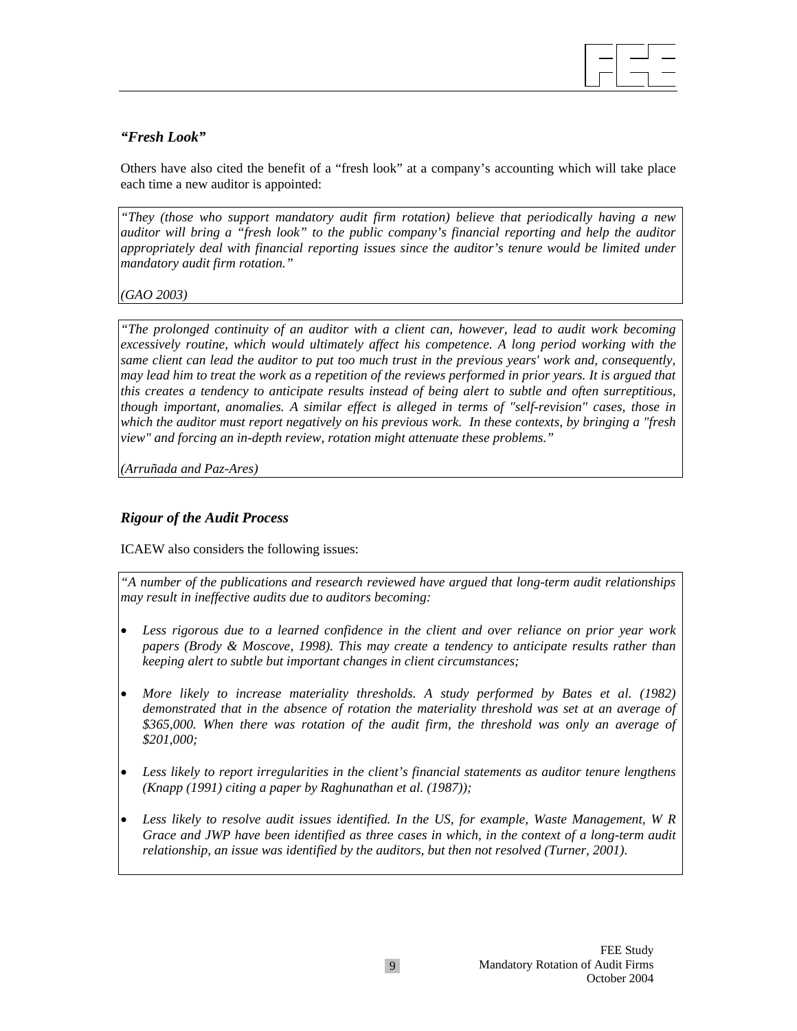### *"Fresh Look"*

Others have also cited the benefit of a "fresh look" at a company's accounting which will take place each time a new auditor is appointed:

> *"They (those who support mandatory audit firm rotation) believe that periodically having a new auditor will bring a "fresh look" to the public company's financial reporting and help the auditor appropriately deal with financial reporting issues since the auditor's tenure would be limited under mandatory audit firm rotation."*
>
> *(GAO 2003)*

> *"The prolonged continuity of an auditor with a client can, however, lead to audit work becoming excessively routine, which would ultimately affect his competence. A long period working with the same client can lead the auditor to put too much trust in the previous years' work and, consequently, may lead him to treat the work as a repetition of the reviews performed in prior years. It is argued that this creates a tendency to anticipate results instead of being alert to subtle and often surreptitious, though important, anomalies. A similar effect is alleged in terms of "self-revision" cases, those in which the auditor must report negatively on his previous work. In these contexts, by bringing a "fresh view" and forcing an in-depth review, rotation might attenuate these problems."*
>
> *(Arruñada and Paz-Ares)*

### *Rigour of the Audit Process*

ICAEW also considers the following issues:

> *"A number of the publications and research reviewed have argued that long-term audit relationships may result in ineffective audits due to auditors becoming:*
>
> - *Less rigorous due to a learned confidence in the client and over reliance on prior year work papers (Brody & Moscove, 1998). This may create a tendency to anticipate results rather than keeping alert to subtle but important changes in client circumstances;*
> - *More likely to increase materiality thresholds. A study performed by Bates et al. (1982) demonstrated that in the absence of rotation the materiality threshold was set at an average of $365,000. When there was rotation of the audit firm, the threshold was only an average of $201,000;*
> - *Less likely to report irregularities in the client's financial statements as auditor tenure lengthens (Knapp (1991) citing a paper by Raghunathan et al. (1987));*
> - *Less likely to resolve audit issues identified. In the US, for example, Waste Management, W R Grace and JWP have been identified as three cases in which, in the context of a long-term audit relationship, an issue was identified by the auditors, but then not resolved (Turner, 2001).*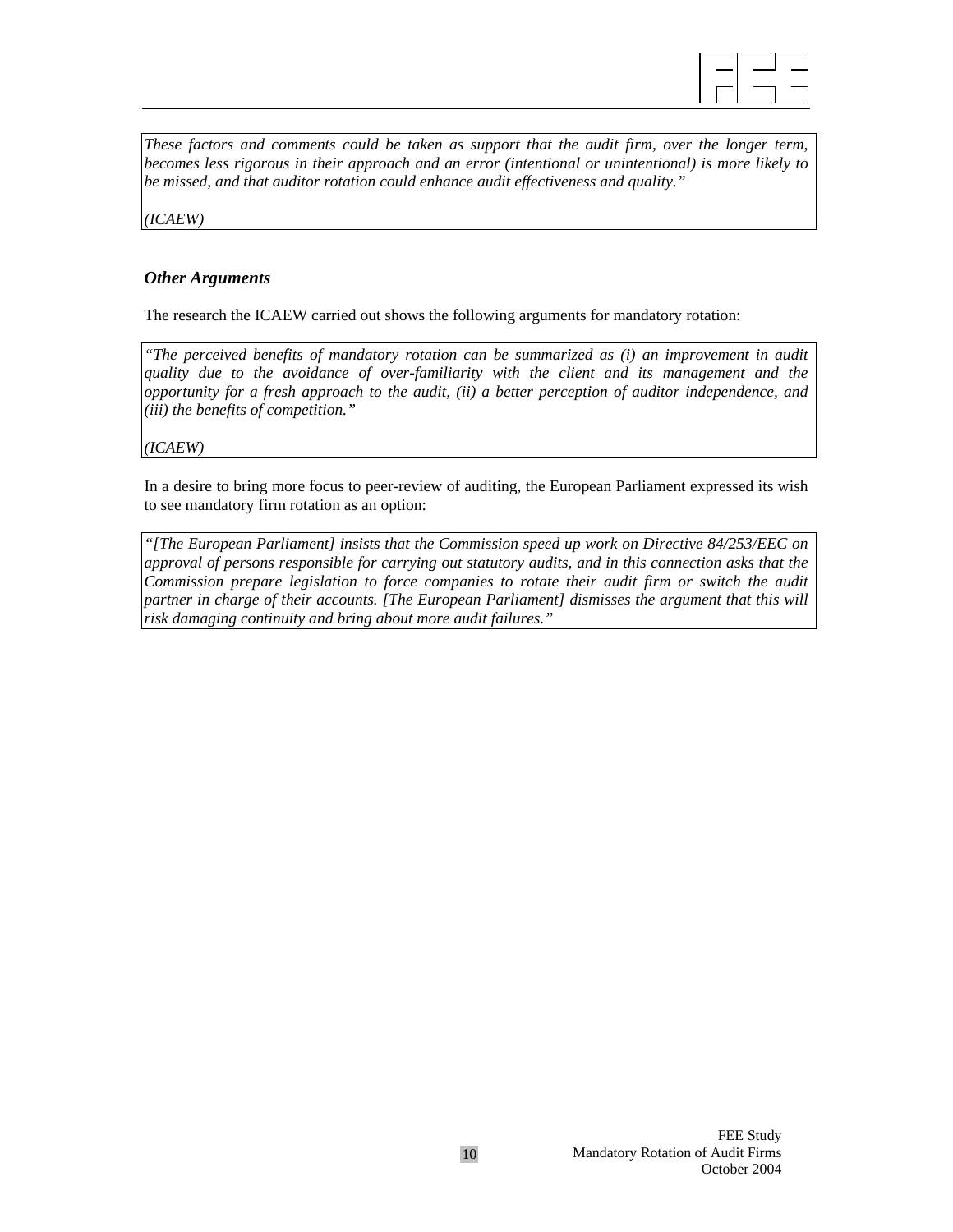*These factors and comments could be taken as support that the audit firm, over the longer term, becomes less rigorous in their approach and an error (intentional or unintentional) is more likely to be missed, and that auditor rotation could enhance audit effectiveness and quality."*

*(ICAEW)*

### *Other Arguments*

The research the ICAEW carried out shows the following arguments for mandatory rotation:

*"The perceived benefits of mandatory rotation can be summarized as (i) an improvement in audit quality due to the avoidance of over-familiarity with the client and its management and the opportunity for a fresh approach to the audit, (ii) a better perception of auditor independence, and (iii) the benefits of competition."*

*(ICAEW)*

In a desire to bring more focus to peer-review of auditing, the European Parliament expressed its wish to see mandatory firm rotation as an option:

*"[The European Parliament] insists that the Commission speed up work on Directive 84/253/EEC on approval of persons responsible for carrying out statutory audits, and in this connection asks that the Commission prepare legislation to force companies to rotate their audit firm or switch the audit partner in charge of their accounts. [The European Parliament] dismisses the argument that this will risk damaging continuity and bring about more audit failures."*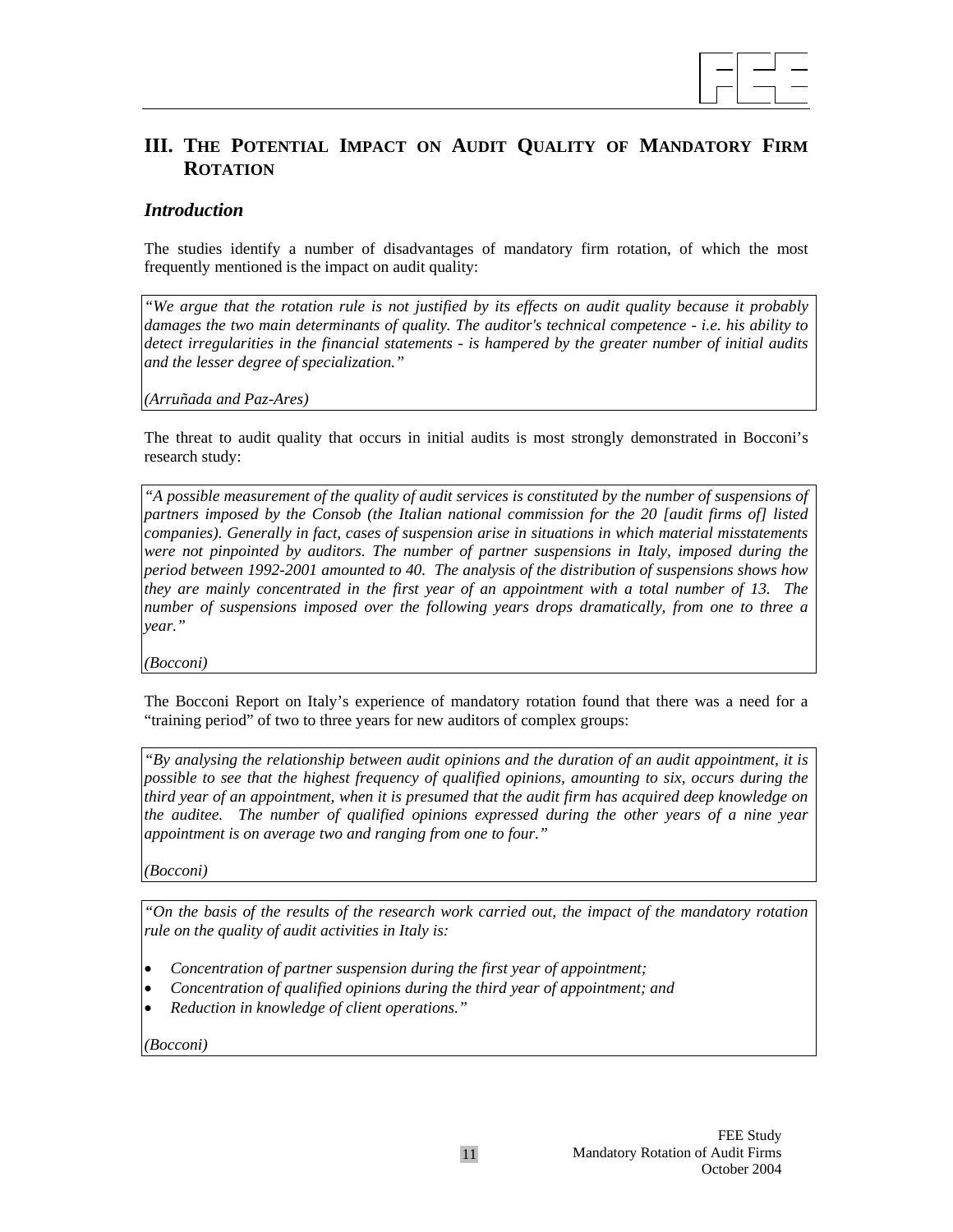## III. THE POTENTIAL IMPACT ON AUDIT QUALITY OF MANDATORY FIRM ROTATION

### *Introduction*

The studies identify a number of disadvantages of mandatory firm rotation, of which the most frequently mentioned is the impact on audit quality:

> *"We argue that the rotation rule is not justified by its effects on audit quality because it probably damages the two main determinants of quality. The auditor's technical competence - i.e. his ability to detect irregularities in the financial statements - is hampered by the greater number of initial audits and the lesser degree of specialization."*
>
> *(Arruñada and Paz-Ares)*

The threat to audit quality that occurs in initial audits is most strongly demonstrated in Bocconi's research study:

> *"A possible measurement of the quality of audit services is constituted by the number of suspensions of partners imposed by the Consob (the Italian national commission for the 20 [audit firms of] listed companies). Generally in fact, cases of suspension arise in situations in which material misstatements were not pinpointed by auditors. The number of partner suspensions in Italy, imposed during the period between 1992-2001 amounted to 40. The analysis of the distribution of suspensions shows how they are mainly concentrated in the first year of an appointment with a total number of 13. The number of suspensions imposed over the following years drops dramatically, from one to three a year."*
>
> *(Bocconi)*

The Bocconi Report on Italy's experience of mandatory rotation found that there was a need for a "training period" of two to three years for new auditors of complex groups:

> *"By analysing the relationship between audit opinions and the duration of an audit appointment, it is possible to see that the highest frequency of qualified opinions, amounting to six, occurs during the third year of an appointment, when it is presumed that the audit firm has acquired deep knowledge on the auditee. The number of qualified opinions expressed during the other years of a nine year appointment is on average two and ranging from one to four."*
>
> *(Bocconi)*

> *"On the basis of the results of the research work carried out, the impact of the mandatory rotation rule on the quality of audit activities in Italy is:*
>
> - *Concentration of partner suspension during the first year of appointment;*
> - *Concentration of qualified opinions during the third year of appointment; and*
> - *Reduction in knowledge of client operations."*
>
> *(Bocconi)*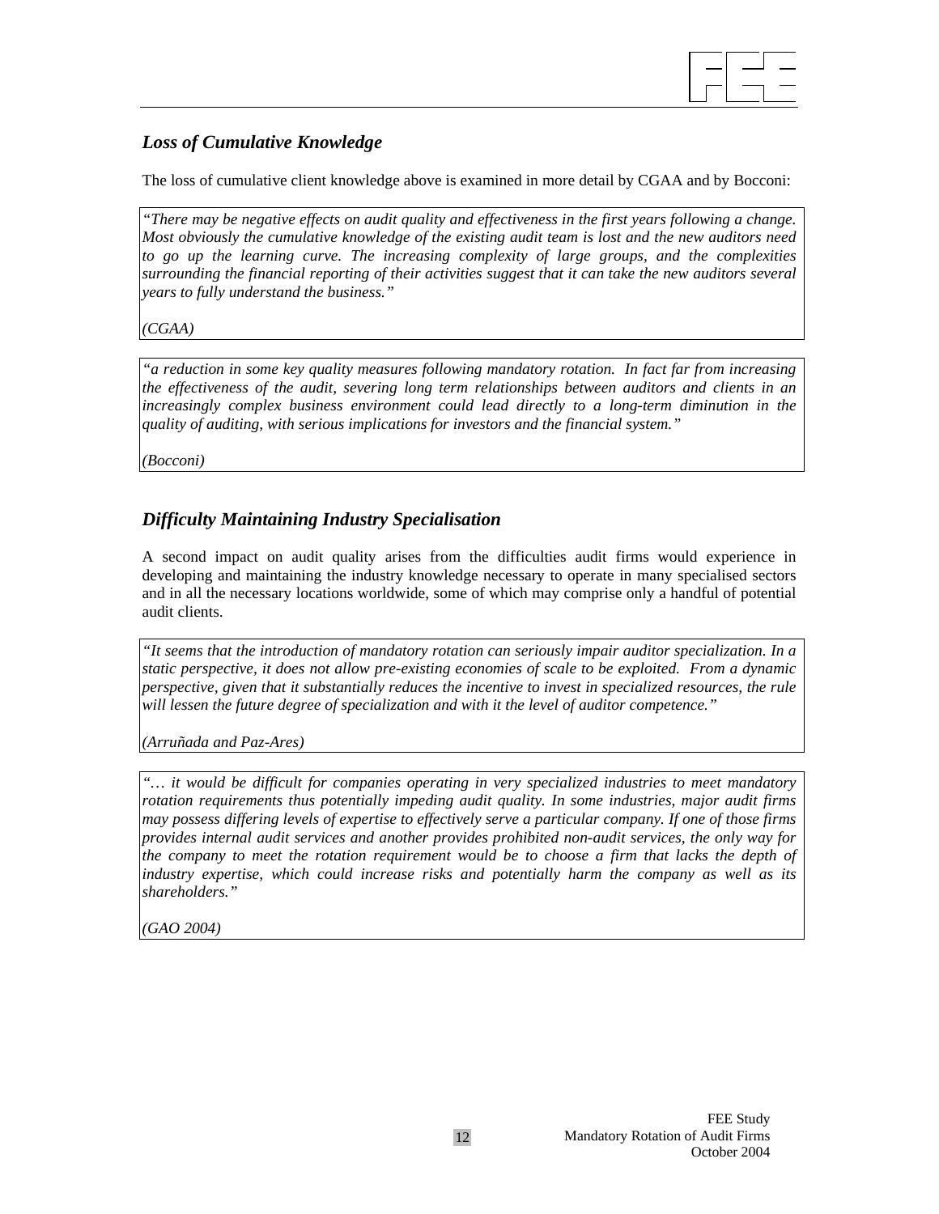### *Loss of Cumulative Knowledge*

The loss of cumulative client knowledge above is examined in more detail by CGAA and by Bocconi:

> *"There may be negative effects on audit quality and effectiveness in the first years following a change. Most obviously the cumulative knowledge of the existing audit team is lost and the new auditors need to go up the learning curve. The increasing complexity of large groups, and the complexities surrounding the financial reporting of their activities suggest that it can take the new auditors several years to fully understand the business."*
>
> *(CGAA)*

> *"a reduction in some key quality measures following mandatory rotation. In fact far from increasing the effectiveness of the audit, severing long term relationships between auditors and clients in an increasingly complex business environment could lead directly to a long-term diminution in the quality of auditing, with serious implications for investors and the financial system."*
>
> *(Bocconi)*

### *Difficulty Maintaining Industry Specialisation*

A second impact on audit quality arises from the difficulties audit firms would experience in developing and maintaining the industry knowledge necessary to operate in many specialised sectors and in all the necessary locations worldwide, some of which may comprise only a handful of potential audit clients.

> *"It seems that the introduction of mandatory rotation can seriously impair auditor specialization. In a static perspective, it does not allow pre-existing economies of scale to be exploited. From a dynamic perspective, given that it substantially reduces the incentive to invest in specialized resources, the rule will lessen the future degree of specialization and with it the level of auditor competence."*
>
> *(Arruñada and Paz-Ares)*

> *"… it would be difficult for companies operating in very specialized industries to meet mandatory rotation requirements thus potentially impeding audit quality. In some industries, major audit firms may possess differing levels of expertise to effectively serve a particular company. If one of those firms provides internal audit services and another provides prohibited non-audit services, the only way for the company to meet the rotation requirement would be to choose a firm that lacks the depth of industry expertise, which could increase risks and potentially harm the company as well as its shareholders."*
>
> *(GAO 2004)*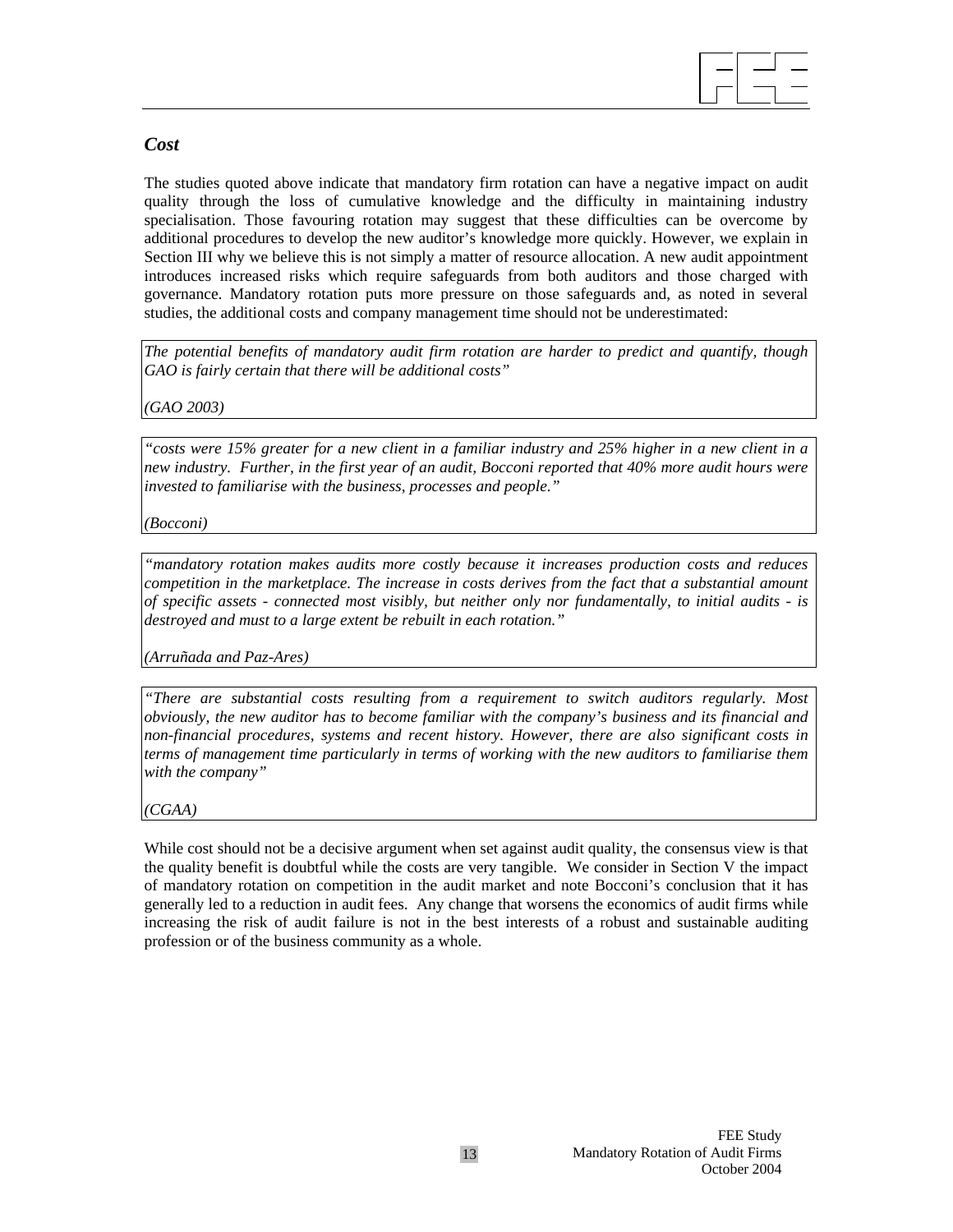### *Cost*

The studies quoted above indicate that mandatory firm rotation can have a negative impact on audit quality through the loss of cumulative knowledge and the difficulty in maintaining industry specialisation. Those favouring rotation may suggest that these difficulties can be overcome by additional procedures to develop the new auditor's knowledge more quickly. However, we explain in Section III why we believe this is not simply a matter of resource allocation. A new audit appointment introduces increased risks which require safeguards from both auditors and those charged with governance. Mandatory rotation puts more pressure on those safeguards and, as noted in several studies, the additional costs and company management time should not be underestimated:

> *The potential benefits of mandatory audit firm rotation are harder to predict and quantify, though GAO is fairly certain that there will be additional costs"*
>
> *(GAO 2003)*

> *"costs were 15% greater for a new client in a familiar industry and 25% higher in a new client in a new industry. Further, in the first year of an audit, Bocconi reported that 40% more audit hours were invested to familiarise with the business, processes and people."*
>
> *(Bocconi)*

> *"mandatory rotation makes audits more costly because it increases production costs and reduces competition in the marketplace. The increase in costs derives from the fact that a substantial amount of specific assets - connected most visibly, but neither only nor fundamentally, to initial audits - is destroyed and must to a large extent be rebuilt in each rotation."*
>
> *(Arruñada and Paz-Ares)*

> *"There are substantial costs resulting from a requirement to switch auditors regularly. Most obviously, the new auditor has to become familiar with the company's business and its financial and non-financial procedures, systems and recent history. However, there are also significant costs in terms of management time particularly in terms of working with the new auditors to familiarise them with the company"*
>
> *(CGAA)*

While cost should not be a decisive argument when set against audit quality, the consensus view is that the quality benefit is doubtful while the costs are very tangible. We consider in Section V the impact of mandatory rotation on competition in the audit market and note Bocconi's conclusion that it has generally led to a reduction in audit fees. Any change that worsens the economics of audit firms while increasing the risk of audit failure is not in the best interests of a robust and sustainable auditing profession or of the business community as a whole.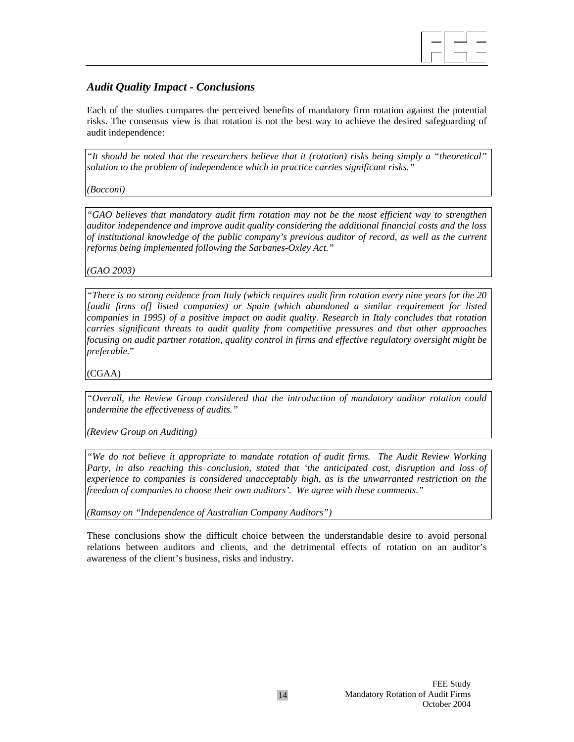### *Audit Quality Impact - Conclusions*

Each of the studies compares the perceived benefits of mandatory firm rotation against the potential risks. The consensus view is that rotation is not the best way to achieve the desired safeguarding of audit independence:

> *"It should be noted that the researchers believe that it (rotation) risks being simply a "theoretical" solution to the problem of independence which in practice carries significant risks."*
>
> *(Bocconi)*

> *"GAO believes that mandatory audit firm rotation may not be the most efficient way to strengthen auditor independence and improve audit quality considering the additional financial costs and the loss of institutional knowledge of the public company's previous auditor of record, as well as the current reforms being implemented following the Sarbanes-Oxley Act."*
>
> *(GAO 2003)*

> *"There is no strong evidence from Italy (which requires audit firm rotation every nine years for the 20 [audit firms of] listed companies) or Spain (which abandoned a similar requirement for listed companies in 1995) of a positive impact on audit quality. Research in Italy concludes that rotation carries significant threats to audit quality from competitive pressures and that other approaches focusing on audit partner rotation, quality control in firms and effective regulatory oversight might be preferable."*
>
> (CGAA)

> *"Overall, the Review Group considered that the introduction of mandatory auditor rotation could undermine the effectiveness of audits."*
>
> *(Review Group on Auditing)*

> *"We do not believe it appropriate to mandate rotation of audit firms. The Audit Review Working Party, in also reaching this conclusion, stated that 'the anticipated cost, disruption and loss of experience to companies is considered unacceptably high, as is the unwarranted restriction on the freedom of companies to choose their own auditors'. We agree with these comments."*
>
> *(Ramsay on "Independence of Australian Company Auditors")*

These conclusions show the difficult choice between the understandable desire to avoid personal relations between auditors and clients, and the detrimental effects of rotation on an auditor's awareness of the client's business, risks and industry.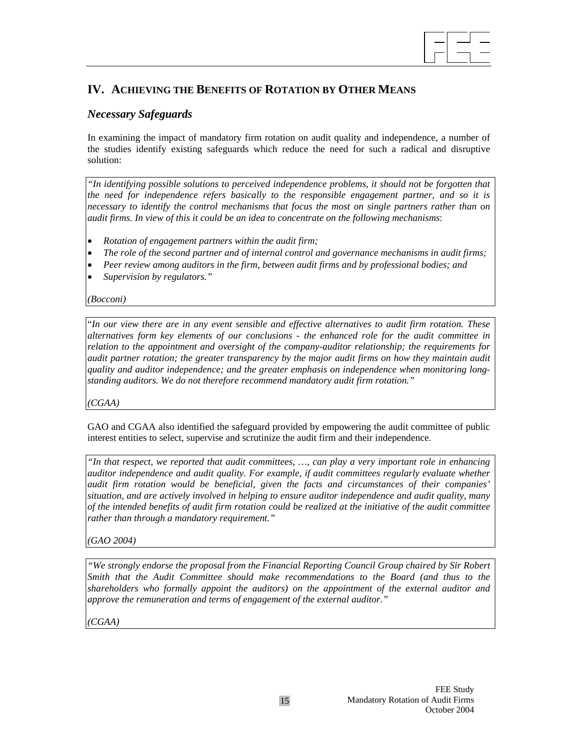## IV. ACHIEVING THE BENEFITS OF ROTATION BY OTHER MEANS

### *Necessary Safeguards*

In examining the impact of mandatory firm rotation on audit quality and independence, a number of the studies identify existing safeguards which reduce the need for such a radical and disruptive solution:

> *"In identifying possible solutions to perceived independence problems, it should not be forgotten that the need for independence refers basically to the responsible engagement partner, and so it is necessary to identify the control mechanisms that focus the most on single partners rather than on audit firms. In view of this it could be an idea to concentrate on the following mechanisms*:
>
> - *Rotation of engagement partners within the audit firm;*
> - *The role of the second partner and of internal control and governance mechanisms in audit firms;*
> - *Peer review among auditors in the firm, between audit firms and by professional bodies; and*
> - *Supervision by regulators."*
>
> *(Bocconi)*

> "*In our view there are in any event sensible and effective alternatives to audit firm rotation. These alternatives form key elements of our conclusions - the enhanced role for the audit committee in relation to the appointment and oversight of the company-auditor relationship; the requirements for audit partner rotation; the greater transparency by the major audit firms on how they maintain audit quality and auditor independence; and the greater emphasis on independence when monitoring long-standing auditors. We do not therefore recommend mandatory audit firm rotation."*
>
> *(CGAA)*

GAO and CGAA also identified the safeguard provided by empowering the audit committee of public interest entities to select, supervise and scrutinize the audit firm and their independence.

> *"In that respect, we reported that audit committees, …, can play a very important role in enhancing auditor independence and audit quality. For example, if audit committees regularly evaluate whether audit firm rotation would be beneficial, given the facts and circumstances of their companies' situation, and are actively involved in helping to ensure auditor independence and audit quality, many of the intended benefits of audit firm rotation could be realized at the initiative of the audit committee rather than through a mandatory requirement."*
>
> *(GAO 2004)*

> *"We strongly endorse the proposal from the Financial Reporting Council Group chaired by Sir Robert Smith that the Audit Committee should make recommendations to the Board (and thus to the shareholders who formally appoint the auditors) on the appointment of the external auditor and approve the remuneration and terms of engagement of the external auditor."*
>
> *(CGAA)*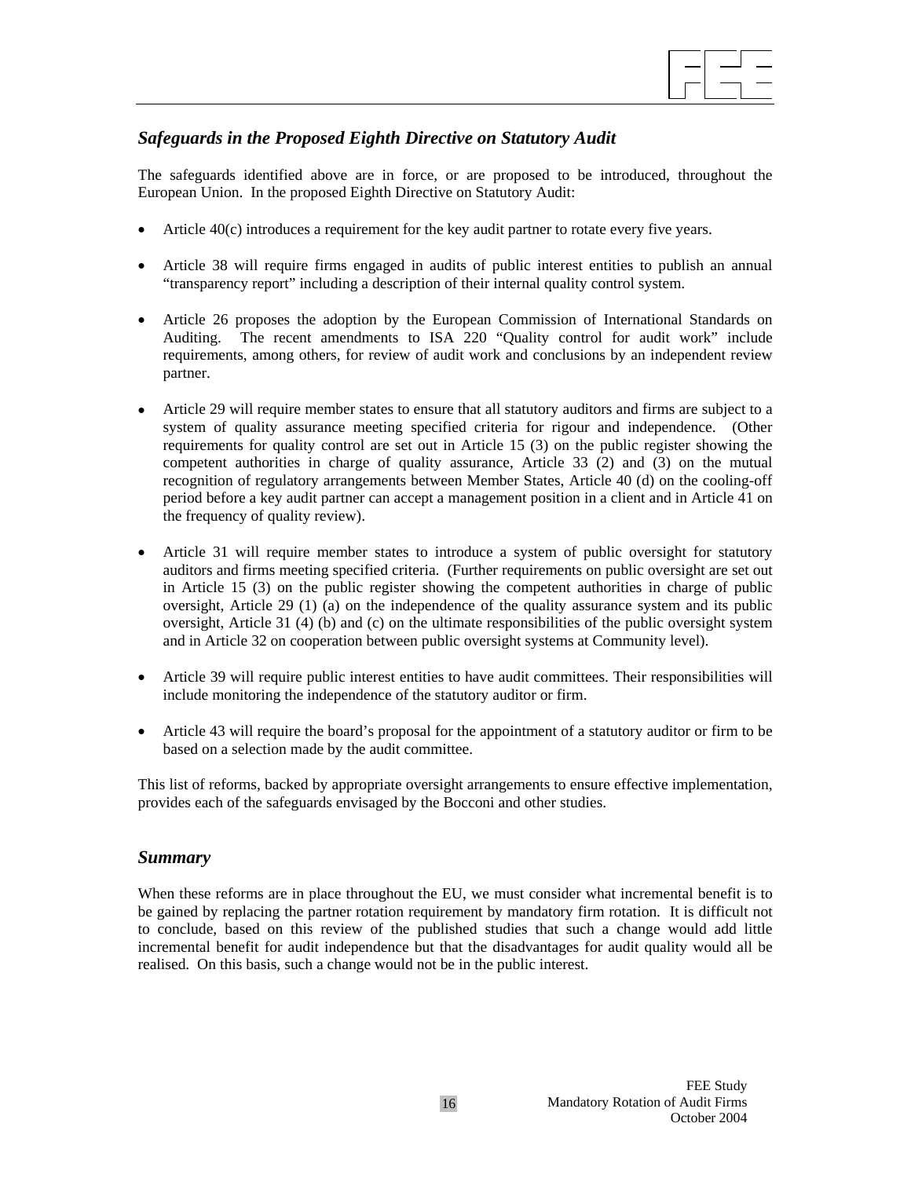### *Safeguards in the Proposed Eighth Directive on Statutory Audit*

The safeguards identified above are in force, or are proposed to be introduced, throughout the European Union. In the proposed Eighth Directive on Statutory Audit:

- Article 40(c) introduces a requirement for the key audit partner to rotate every five years.
- Article 38 will require firms engaged in audits of public interest entities to publish an annual "transparency report" including a description of their internal quality control system.
- Article 26 proposes the adoption by the European Commission of International Standards on Auditing. The recent amendments to ISA 220 "Quality control for audit work" include requirements, among others, for review of audit work and conclusions by an independent review partner.
- Article 29 will require member states to ensure that all statutory auditors and firms are subject to a system of quality assurance meeting specified criteria for rigour and independence. (Other requirements for quality control are set out in Article 15 (3) on the public register showing the competent authorities in charge of quality assurance, Article 33 (2) and (3) on the mutual recognition of regulatory arrangements between Member States, Article 40 (d) on the cooling-off period before a key audit partner can accept a management position in a client and in Article 41 on the frequency of quality review).
- Article 31 will require member states to introduce a system of public oversight for statutory auditors and firms meeting specified criteria. (Further requirements on public oversight are set out in Article 15 (3) on the public register showing the competent authorities in charge of public oversight, Article 29 (1) (a) on the independence of the quality assurance system and its public oversight, Article 31 (4) (b) and (c) on the ultimate responsibilities of the public oversight system and in Article 32 on cooperation between public oversight systems at Community level).
- Article 39 will require public interest entities to have audit committees. Their responsibilities will include monitoring the independence of the statutory auditor or firm.
- Article 43 will require the board's proposal for the appointment of a statutory auditor or firm to be based on a selection made by the audit committee.

This list of reforms, backed by appropriate oversight arrangements to ensure effective implementation, provides each of the safeguards envisaged by the Bocconi and other studies.

### *Summary*

When these reforms are in place throughout the EU, we must consider what incremental benefit is to be gained by replacing the partner rotation requirement by mandatory firm rotation. It is difficult not to conclude, based on this review of the published studies that such a change would add little incremental benefit for audit independence but that the disadvantages for audit quality would all be realised. On this basis, such a change would not be in the public interest.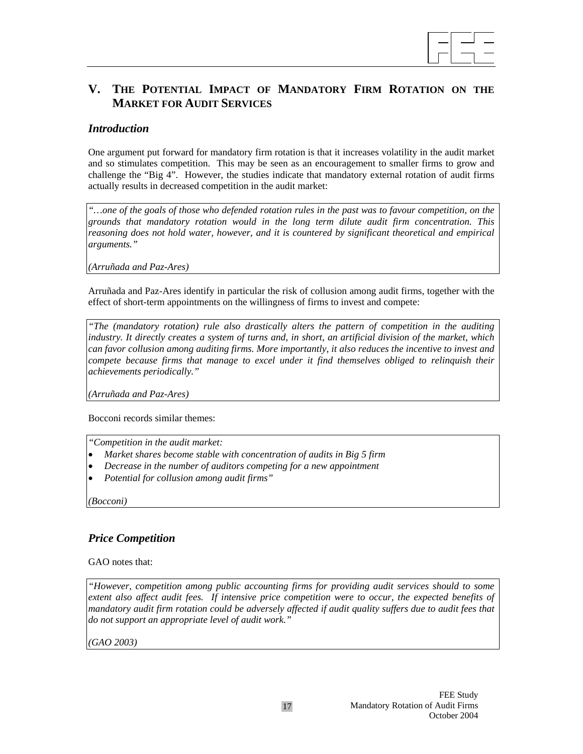## V. The Potential Impact of Mandatory Firm Rotation on the Market for Audit Services

### *Introduction*

One argument put forward for mandatory firm rotation is that it increases volatility in the audit market and so stimulates competition. This may be seen as an encouragement to smaller firms to grow and challenge the "Big 4". However, the studies indicate that mandatory external rotation of audit firms actually results in decreased competition in the audit market:

> *"…one of the goals of those who defended rotation rules in the past was to favour competition, on the grounds that mandatory rotation would in the long term dilute audit firm concentration. This reasoning does not hold water, however, and it is countered by significant theoretical and empirical arguments."*
>
> *(Arruñada and Paz-Ares)*

Arruñada and Paz-Ares identify in particular the risk of collusion among audit firms, together with the effect of short-term appointments on the willingness of firms to invest and compete:

> *"The (mandatory rotation) rule also drastically alters the pattern of competition in the auditing industry. It directly creates a system of turns and, in short, an artificial division of the market, which can favor collusion among auditing firms. More importantly, it also reduces the incentive to invest and compete because firms that manage to excel under it find themselves obliged to relinquish their achievements periodically."*
>
> *(Arruñada and Paz-Ares)*

Bocconi records similar themes:

> *"Competition in the audit market:*
> - *Market shares become stable with concentration of audits in Big 5 firm*
> - *Decrease in the number of auditors competing for a new appointment*
> - *Potential for collusion among audit firms"*
>
> *(Bocconi)*

### *Price Competition*

GAO notes that:

> *"However, competition among public accounting firms for providing audit services should to some extent also affect audit fees. If intensive price competition were to occur, the expected benefits of mandatory audit firm rotation could be adversely affected if audit quality suffers due to audit fees that do not support an appropriate level of audit work."*
>
> *(GAO 2003)*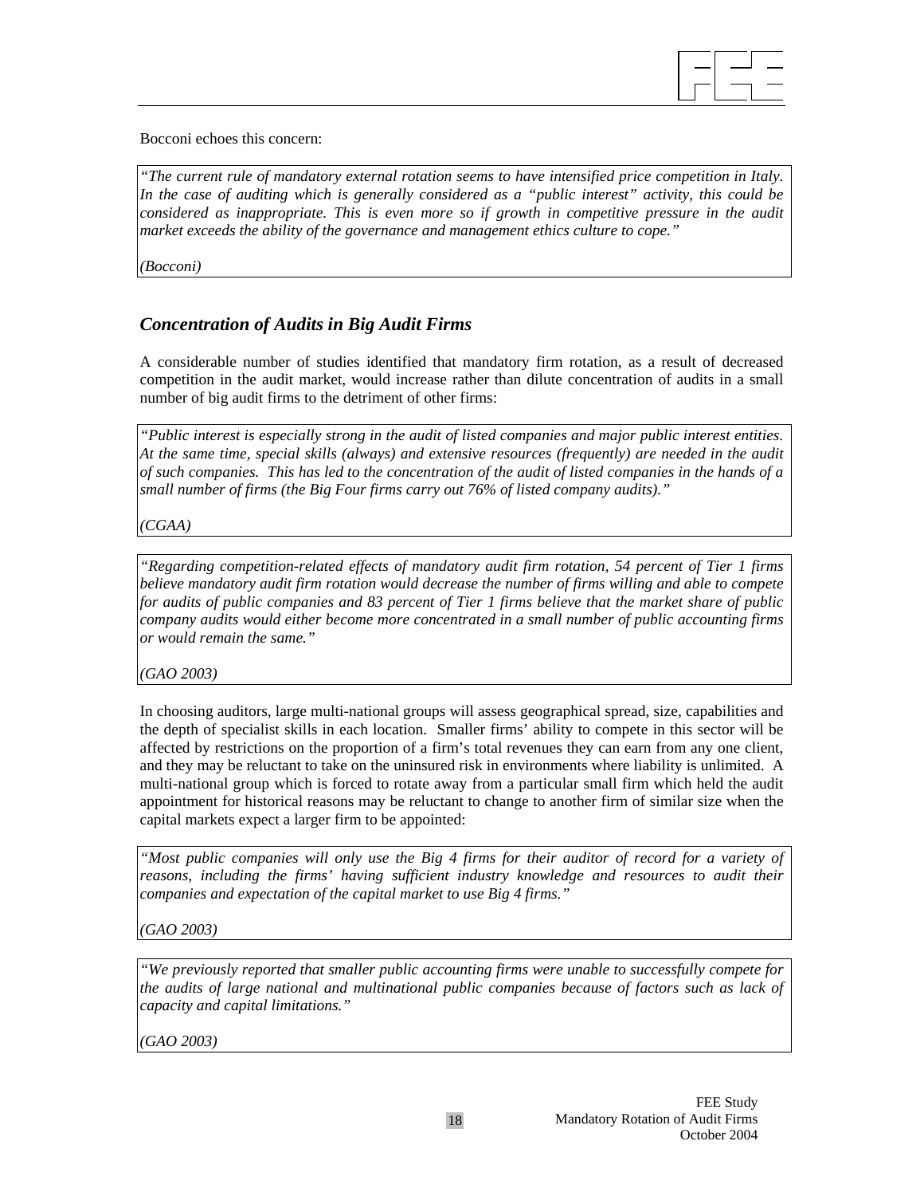Bocconi echoes this concern:

> *"The current rule of mandatory external rotation seems to have intensified price competition in Italy. In the case of auditing which is generally considered as a "public interest" activity, this could be considered as inappropriate. This is even more so if growth in competitive pressure in the audit market exceeds the ability of the governance and management ethics culture to cope."*
>
> *(Bocconi)*

## *Concentration of Audits in Big Audit Firms*

A considerable number of studies identified that mandatory firm rotation, as a result of decreased competition in the audit market, would increase rather than dilute concentration of audits in a small number of big audit firms to the detriment of other firms:

> *"Public interest is especially strong in the audit of listed companies and major public interest entities. At the same time, special skills (always) and extensive resources (frequently) are needed in the audit of such companies. This has led to the concentration of the audit of listed companies in the hands of a small number of firms (the Big Four firms carry out 76% of listed company audits)."*
>
> *(CGAA)*

> *"Regarding competition-related effects of mandatory audit firm rotation, 54 percent of Tier 1 firms believe mandatory audit firm rotation would decrease the number of firms willing and able to compete for audits of public companies and 83 percent of Tier 1 firms believe that the market share of public company audits would either become more concentrated in a small number of public accounting firms or would remain the same."*
>
> *(GAO 2003)*

In choosing auditors, large multi-national groups will assess geographical spread, size, capabilities and the depth of specialist skills in each location. Smaller firms' ability to compete in this sector will be affected by restrictions on the proportion of a firm's total revenues they can earn from any one client, and they may be reluctant to take on the uninsured risk in environments where liability is unlimited. A multi-national group which is forced to rotate away from a particular small firm which held the audit appointment for historical reasons may be reluctant to change to another firm of similar size when the capital markets expect a larger firm to be appointed:

> *"Most public companies will only use the Big 4 firms for their auditor of record for a variety of reasons, including the firms' having sufficient industry knowledge and resources to audit their companies and expectation of the capital market to use Big 4 firms."*
>
> *(GAO 2003)*

> *"We previously reported that smaller public accounting firms were unable to successfully compete for the audits of large national and multinational public companies because of factors such as lack of capacity and capital limitations."*
>
> *(GAO 2003)*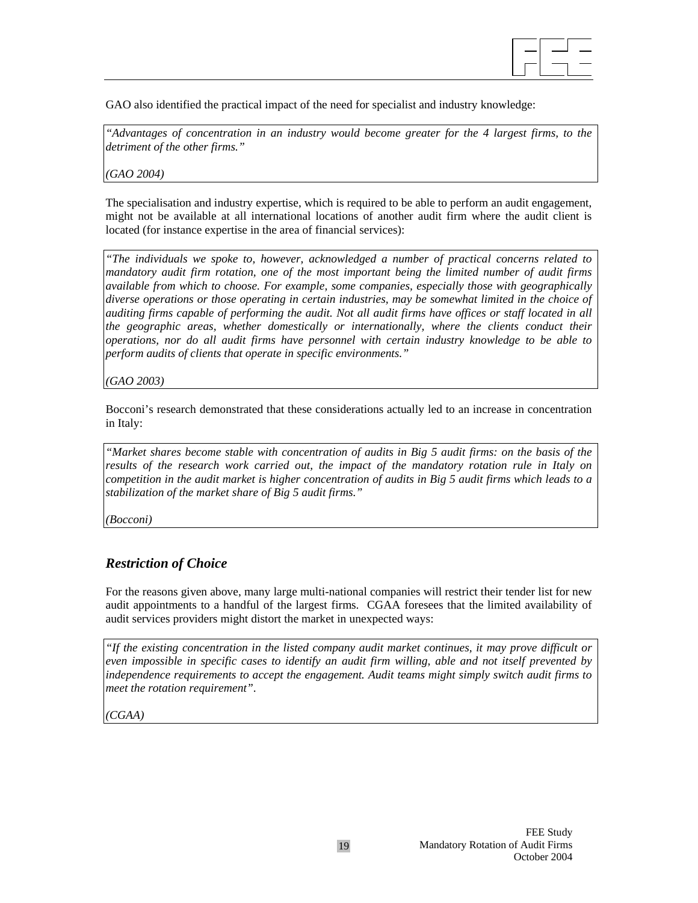GAO also identified the practical impact of the need for specialist and industry knowledge:

> *"Advantages of concentration in an industry would become greater for the 4 largest firms, to the detriment of the other firms."*
>
> *(GAO 2004)*

The specialisation and industry expertise, which is required to be able to perform an audit engagement, might not be available at all international locations of another audit firm where the audit client is located (for instance expertise in the area of financial services):

> *"The individuals we spoke to, however, acknowledged a number of practical concerns related to mandatory audit firm rotation, one of the most important being the limited number of audit firms available from which to choose. For example, some companies, especially those with geographically diverse operations or those operating in certain industries, may be somewhat limited in the choice of auditing firms capable of performing the audit. Not all audit firms have offices or staff located in all the geographic areas, whether domestically or internationally, where the clients conduct their operations, nor do all audit firms have personnel with certain industry knowledge to be able to perform audits of clients that operate in specific environments."*
>
> *(GAO 2003)*

Bocconi's research demonstrated that these considerations actually led to an increase in concentration in Italy:

> *"Market shares become stable with concentration of audits in Big 5 audit firms: on the basis of the results of the research work carried out, the impact of the mandatory rotation rule in Italy on competition in the audit market is higher concentration of audits in Big 5 audit firms which leads to a stabilization of the market share of Big 5 audit firms."*
>
> *(Bocconi)*

## *Restriction of Choice*

For the reasons given above, many large multi-national companies will restrict their tender list for new audit appointments to a handful of the largest firms. CGAA foresees that the limited availability of audit services providers might distort the market in unexpected ways:

> *"If the existing concentration in the listed company audit market continues, it may prove difficult or even impossible in specific cases to identify an audit firm willing, able and not itself prevented by independence requirements to accept the engagement. Audit teams might simply switch audit firms to meet the rotation requirement".*
>
> *(CGAA)*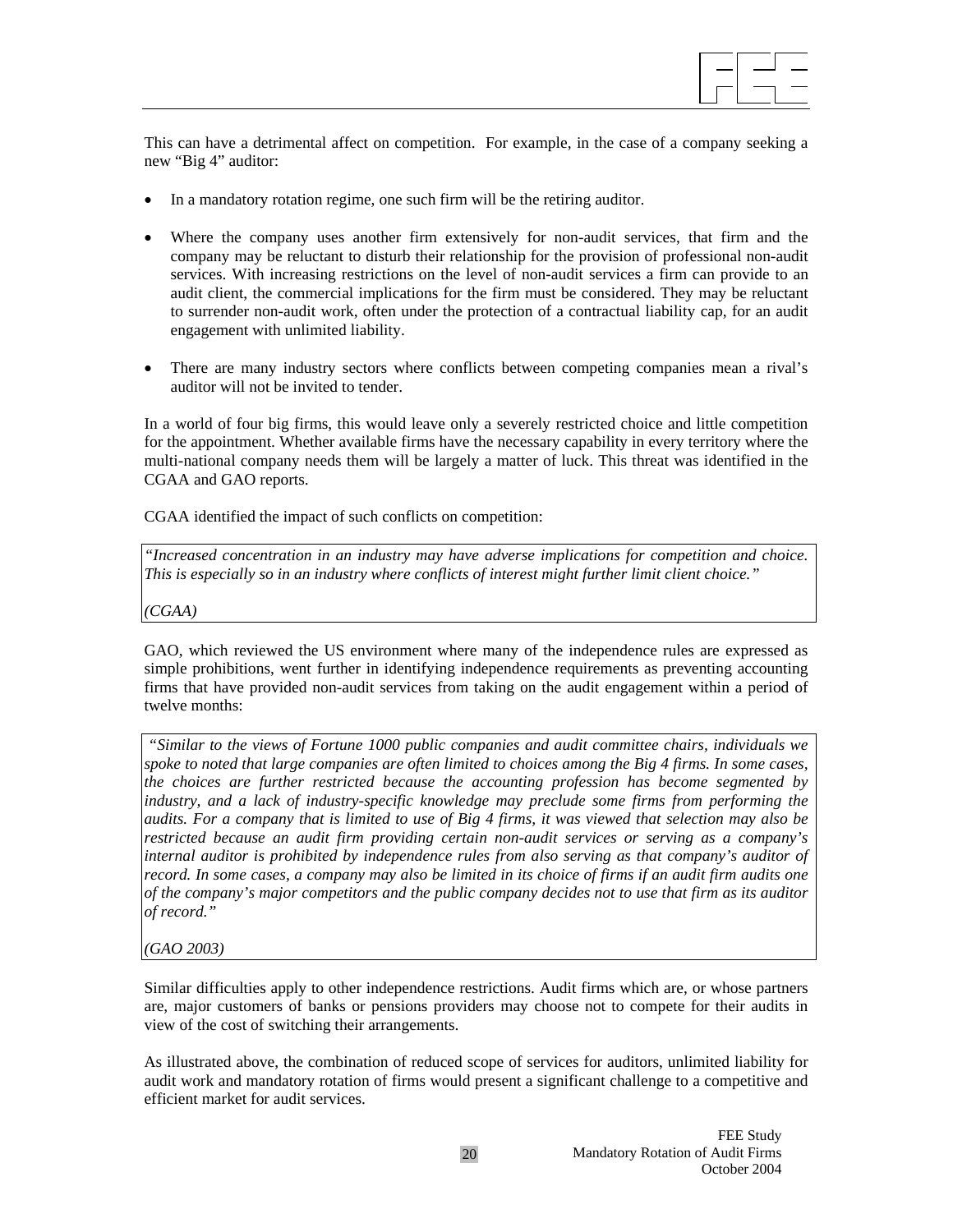This can have a detrimental affect on competition. For example, in the case of a company seeking a new "Big 4" auditor:

- In a mandatory rotation regime, one such firm will be the retiring auditor.
- Where the company uses another firm extensively for non-audit services, that firm and the company may be reluctant to disturb their relationship for the provision of professional non-audit services. With increasing restrictions on the level of non-audit services a firm can provide to an audit client, the commercial implications for the firm must be considered. They may be reluctant to surrender non-audit work, often under the protection of a contractual liability cap, for an audit engagement with unlimited liability.
- There are many industry sectors where conflicts between competing companies mean a rival's auditor will not be invited to tender.

In a world of four big firms, this would leave only a severely restricted choice and little competition for the appointment. Whether available firms have the necessary capability in every territory where the multi-national company needs them will be largely a matter of luck. This threat was identified in the CGAA and GAO reports.

CGAA identified the impact of such conflicts on competition:

> *"Increased concentration in an industry may have adverse implications for competition and choice. This is especially so in an industry where conflicts of interest might further limit client choice."*
>
> *(CGAA)*

GAO, which reviewed the US environment where many of the independence rules are expressed as simple prohibitions, went further in identifying independence requirements as preventing accounting firms that have provided non-audit services from taking on the audit engagement within a period of twelve months:

> *"Similar to the views of Fortune 1000 public companies and audit committee chairs, individuals we spoke to noted that large companies are often limited to choices among the Big 4 firms. In some cases, the choices are further restricted because the accounting profession has become segmented by industry, and a lack of industry-specific knowledge may preclude some firms from performing the audits. For a company that is limited to use of Big 4 firms, it was viewed that selection may also be restricted because an audit firm providing certain non-audit services or serving as a company's internal auditor is prohibited by independence rules from also serving as that company's auditor of record. In some cases, a company may also be limited in its choice of firms if an audit firm audits one of the company's major competitors and the public company decides not to use that firm as its auditor of record."*
>
> *(GAO 2003)*

Similar difficulties apply to other independence restrictions. Audit firms which are, or whose partners are, major customers of banks or pensions providers may choose not to compete for their audits in view of the cost of switching their arrangements.

As illustrated above, the combination of reduced scope of services for auditors, unlimited liability for audit work and mandatory rotation of firms would present a significant challenge to a competitive and efficient market for audit services.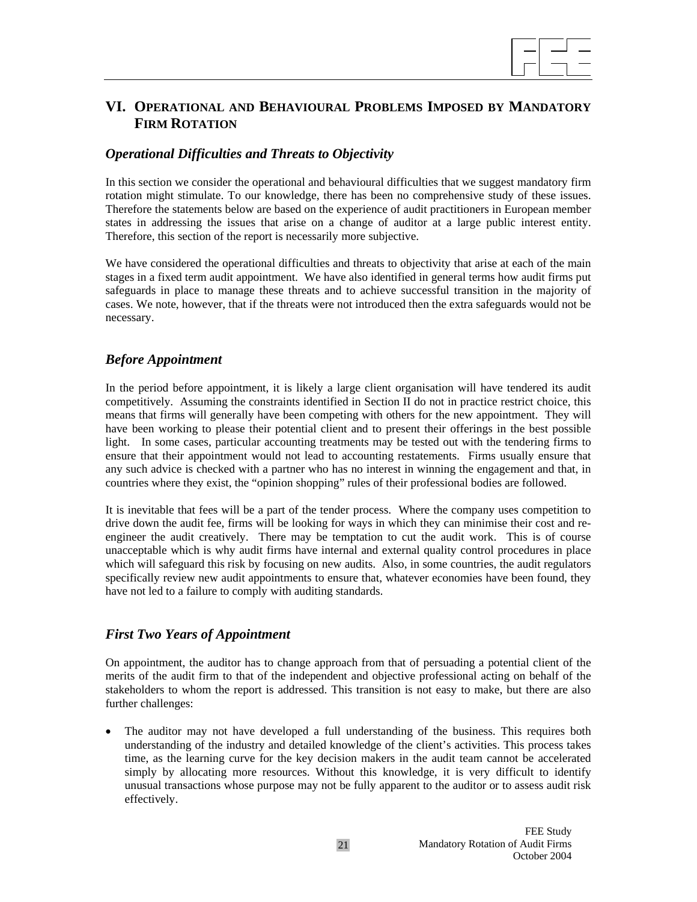## VI. Operational and Behavioural Problems Imposed by Mandatory Firm Rotation

### *Operational Difficulties and Threats to Objectivity*

In this section we consider the operational and behavioural difficulties that we suggest mandatory firm rotation might stimulate. To our knowledge, there has been no comprehensive study of these issues. Therefore the statements below are based on the experience of audit practitioners in European member states in addressing the issues that arise on a change of auditor at a large public interest entity. Therefore, this section of the report is necessarily more subjective.

We have considered the operational difficulties and threats to objectivity that arise at each of the main stages in a fixed term audit appointment. We have also identified in general terms how audit firms put safeguards in place to manage these threats and to achieve successful transition in the majority of cases. We note, however, that if the threats were not introduced then the extra safeguards would not be necessary.

### *Before Appointment*

In the period before appointment, it is likely a large client organisation will have tendered its audit competitively. Assuming the constraints identified in Section II do not in practice restrict choice, this means that firms will generally have been competing with others for the new appointment. They will have been working to please their potential client and to present their offerings in the best possible light. In some cases, particular accounting treatments may be tested out with the tendering firms to ensure that their appointment would not lead to accounting restatements. Firms usually ensure that any such advice is checked with a partner who has no interest in winning the engagement and that, in countries where they exist, the "opinion shopping" rules of their professional bodies are followed.

It is inevitable that fees will be a part of the tender process. Where the company uses competition to drive down the audit fee, firms will be looking for ways in which they can minimise their cost and re-engineer the audit creatively. There may be temptation to cut the audit work. This is of course unacceptable which is why audit firms have internal and external quality control procedures in place which will safeguard this risk by focusing on new audits. Also, in some countries, the audit regulators specifically review new audit appointments to ensure that, whatever economies have been found, they have not led to a failure to comply with auditing standards.

### *First Two Years of Appointment*

On appointment, the auditor has to change approach from that of persuading a potential client of the merits of the audit firm to that of the independent and objective professional acting on behalf of the stakeholders to whom the report is addressed. This transition is not easy to make, but there are also further challenges:

- The auditor may not have developed a full understanding of the business. This requires both understanding of the industry and detailed knowledge of the client's activities. This process takes time, as the learning curve for the key decision makers in the audit team cannot be accelerated simply by allocating more resources. Without this knowledge, it is very difficult to identify unusual transactions whose purpose may not be fully apparent to the auditor or to assess audit risk effectively.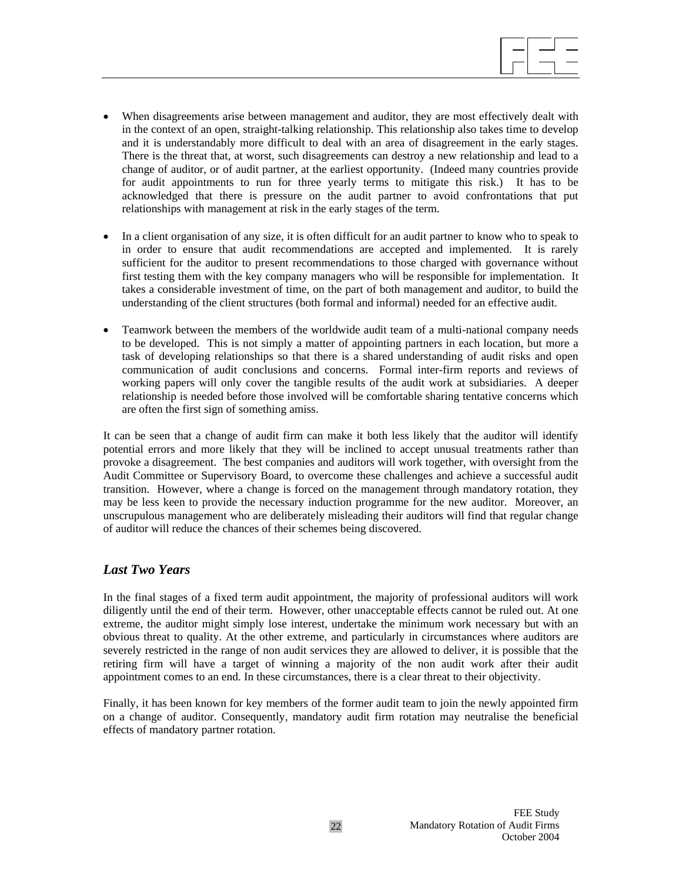- When disagreements arise between management and auditor, they are most effectively dealt with in the context of an open, straight-talking relationship. This relationship also takes time to develop and it is understandably more difficult to deal with an area of disagreement in the early stages. There is the threat that, at worst, such disagreements can destroy a new relationship and lead to a change of auditor, or of audit partner, at the earliest opportunity. (Indeed many countries provide for audit appointments to run for three yearly terms to mitigate this risk.) It has to be acknowledged that there is pressure on the audit partner to avoid confrontations that put relationships with management at risk in the early stages of the term.

- In a client organisation of any size, it is often difficult for an audit partner to know who to speak to in order to ensure that audit recommendations are accepted and implemented. It is rarely sufficient for the auditor to present recommendations to those charged with governance without first testing them with the key company managers who will be responsible for implementation. It takes a considerable investment of time, on the part of both management and auditor, to build the understanding of the client structures (both formal and informal) needed for an effective audit.

- Teamwork between the members of the worldwide audit team of a multi-national company needs to be developed. This is not simply a matter of appointing partners in each location, but more a task of developing relationships so that there is a shared understanding of audit risks and open communication of audit conclusions and concerns. Formal inter-firm reports and reviews of working papers will only cover the tangible results of the audit work at subsidiaries. A deeper relationship is needed before those involved will be comfortable sharing tentative concerns which are often the first sign of something amiss.

It can be seen that a change of audit firm can make it both less likely that the auditor will identify potential errors and more likely that they will be inclined to accept unusual treatments rather than provoke a disagreement. The best companies and auditors will work together, with oversight from the Audit Committee or Supervisory Board, to overcome these challenges and achieve a successful audit transition. However, where a change is forced on the management through mandatory rotation, they may be less keen to provide the necessary induction programme for the new auditor. Moreover, an unscrupulous management who are deliberately misleading their auditors will find that regular change of auditor will reduce the chances of their schemes being discovered.

### *Last Two Years*

In the final stages of a fixed term audit appointment, the majority of professional auditors will work diligently until the end of their term. However, other unacceptable effects cannot be ruled out. At one extreme, the auditor might simply lose interest, undertake the minimum work necessary but with an obvious threat to quality. At the other extreme, and particularly in circumstances where auditors are severely restricted in the range of non audit services they are allowed to deliver, it is possible that the retiring firm will have a target of winning a majority of the non audit work after their audit appointment comes to an end. In these circumstances, there is a clear threat to their objectivity.

Finally, it has been known for key members of the former audit team to join the newly appointed firm on a change of auditor. Consequently, mandatory audit firm rotation may neutralise the beneficial effects of mandatory partner rotation.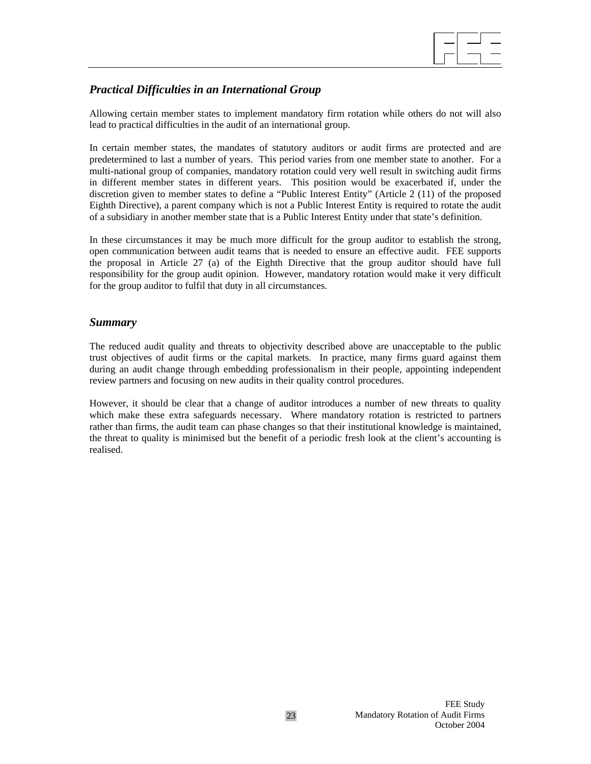### *Practical Difficulties in an International Group*

Allowing certain member states to implement mandatory firm rotation while others do not will also lead to practical difficulties in the audit of an international group.

In certain member states, the mandates of statutory auditors or audit firms are protected and are predetermined to last a number of years. This period varies from one member state to another. For a multi-national group of companies, mandatory rotation could very well result in switching audit firms in different member states in different years. This position would be exacerbated if, under the discretion given to member states to define a "Public Interest Entity" (Article 2 (11) of the proposed Eighth Directive), a parent company which is not a Public Interest Entity is required to rotate the audit of a subsidiary in another member state that is a Public Interest Entity under that state's definition.

In these circumstances it may be much more difficult for the group auditor to establish the strong, open communication between audit teams that is needed to ensure an effective audit. FEE supports the proposal in Article 27 (a) of the Eighth Directive that the group auditor should have full responsibility for the group audit opinion. However, mandatory rotation would make it very difficult for the group auditor to fulfil that duty in all circumstances.

### *Summary*

The reduced audit quality and threats to objectivity described above are unacceptable to the public trust objectives of audit firms or the capital markets. In practice, many firms guard against them during an audit change through embedding professionalism in their people, appointing independent review partners and focusing on new audits in their quality control procedures.

However, it should be clear that a change of auditor introduces a number of new threats to quality which make these extra safeguards necessary. Where mandatory rotation is restricted to partners rather than firms, the audit team can phase changes so that their institutional knowledge is maintained, the threat to quality is minimised but the benefit of a periodic fresh look at the client's accounting is realised.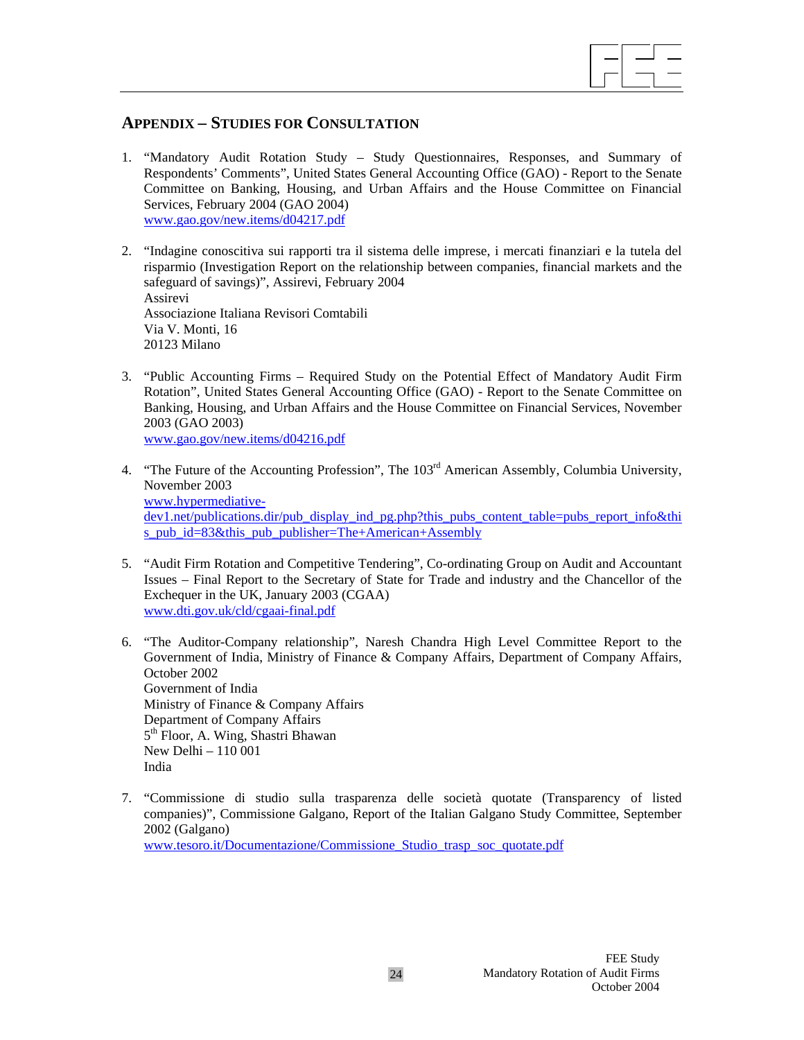## APPENDIX – STUDIES FOR CONSULTATION

1. "Mandatory Audit Rotation Study – Study Questionnaires, Responses, and Summary of Respondents' Comments", United States General Accounting Office (GAO) - Report to the Senate Committee on Banking, Housing, and Urban Affairs and the House Committee on Financial Services, February 2004 (GAO 2004)
   www.gao.gov/new.items/d04217.pdf

2. "Indagine conoscitiva sui rapporti tra il sistema delle imprese, i mercati finanziari e la tutela del risparmio (Investigation Report on the relationship between companies, financial markets and the safeguard of savings)", Assirevi, February 2004
   Assirevi
   Associazione Italiana Revisori Comtabili
   Via V. Monti, 16
   20123 Milano

3. "Public Accounting Firms – Required Study on the Potential Effect of Mandatory Audit Firm Rotation", United States General Accounting Office (GAO) - Report to the Senate Committee on Banking, Housing, and Urban Affairs and the House Committee on Financial Services, November 2003 (GAO 2003)
   www.gao.gov/new.items/d04216.pdf

4. "The Future of the Accounting Profession", The 103rd American Assembly, Columbia University, November 2003
   www.hypermediative-dev1.net/publications.dir/pub_display_ind_pg.php?this_pubs_content_table=pubs_report_info&this_pub_id=83&this_pub_publisher=The+American+Assembly

5. "Audit Firm Rotation and Competitive Tendering", Co-ordinating Group on Audit and Accountant Issues – Final Report to the Secretary of State for Trade and industry and the Chancellor of the Exchequer in the UK, January 2003 (CGAA)
   www.dti.gov.uk/cld/cgaai-final.pdf

6. "The Auditor-Company relationship", Naresh Chandra High Level Committee Report to the Government of India, Ministry of Finance & Company Affairs, Department of Company Affairs, October 2002
   Government of India
   Ministry of Finance & Company Affairs
   Department of Company Affairs
   5th Floor, A. Wing, Shastri Bhawan
   New Delhi – 110 001
   India

7. "Commissione di studio sulla trasparenza delle società quotate (Transparency of listed companies)", Commissione Galgano, Report of the Italian Galgano Study Committee, September 2002 (Galgano)
   www.tesoro.it/Documentazione/Commissione_Studio_trasp_soc_quotate.pdf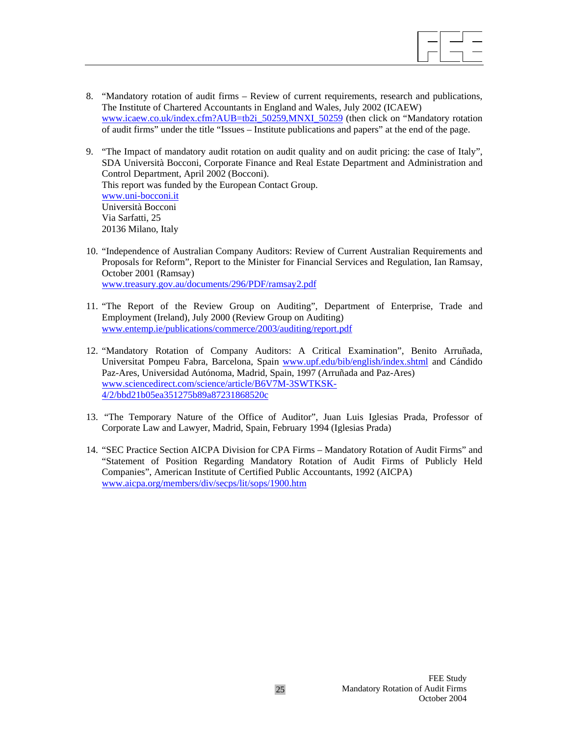8. "Mandatory rotation of audit firms – Review of current requirements, research and publications, The Institute of Chartered Accountants in England and Wales, July 2002 (ICAEW)
   www.icaew.co.uk/index.cfm?AUB=tb2i_50259,MNXI_50259 (then click on "Mandatory rotation of audit firms" under the title "Issues – Institute publications and papers" at the end of the page.

9. "The Impact of mandatory audit rotation on audit quality and on audit pricing: the case of Italy", SDA Università Bocconi, Corporate Finance and Real Estate Department and Administration and Control Department, April 2002 (Bocconi).
   This report was funded by the European Contact Group.
   www.uni-bocconi.it
   Università Bocconi
   Via Sarfatti, 25
   20136 Milano, Italy

10. "Independence of Australian Company Auditors: Review of Current Australian Requirements and Proposals for Reform", Report to the Minister for Financial Services and Regulation, Ian Ramsay, October 2001 (Ramsay)
    www.treasury.gov.au/documents/296/PDF/ramsay2.pdf

11. "The Report of the Review Group on Auditing", Department of Enterprise, Trade and Employment (Ireland), July 2000 (Review Group on Auditing)
    www.entemp.ie/publications/commerce/2003/auditing/report.pdf

12. "Mandatory Rotation of Company Auditors: A Critical Examination", Benito Arruñada, Universitat Pompeu Fabra, Barcelona, Spain www.upf.edu/bib/english/index.shtml and Cándido Paz-Ares, Universidad Autónoma, Madrid, Spain, 1997 (Arruñada and Paz-Ares)
    www.sciencedirect.com/science/article/B6V7M-3SWTKSK-4/2/bbd21b05ea351275b89a87231868520c

13. "The Temporary Nature of the Office of Auditor", Juan Luis Iglesias Prada, Professor of Corporate Law and Lawyer, Madrid, Spain, February 1994 (Iglesias Prada)

14. "SEC Practice Section AICPA Division for CPA Firms – Mandatory Rotation of Audit Firms" and "Statement of Position Regarding Mandatory Rotation of Audit Firms of Publicly Held Companies", American Institute of Certified Public Accountants, 1992 (AICPA)
    www.aicpa.org/members/div/secps/lit/sops/1900.htm